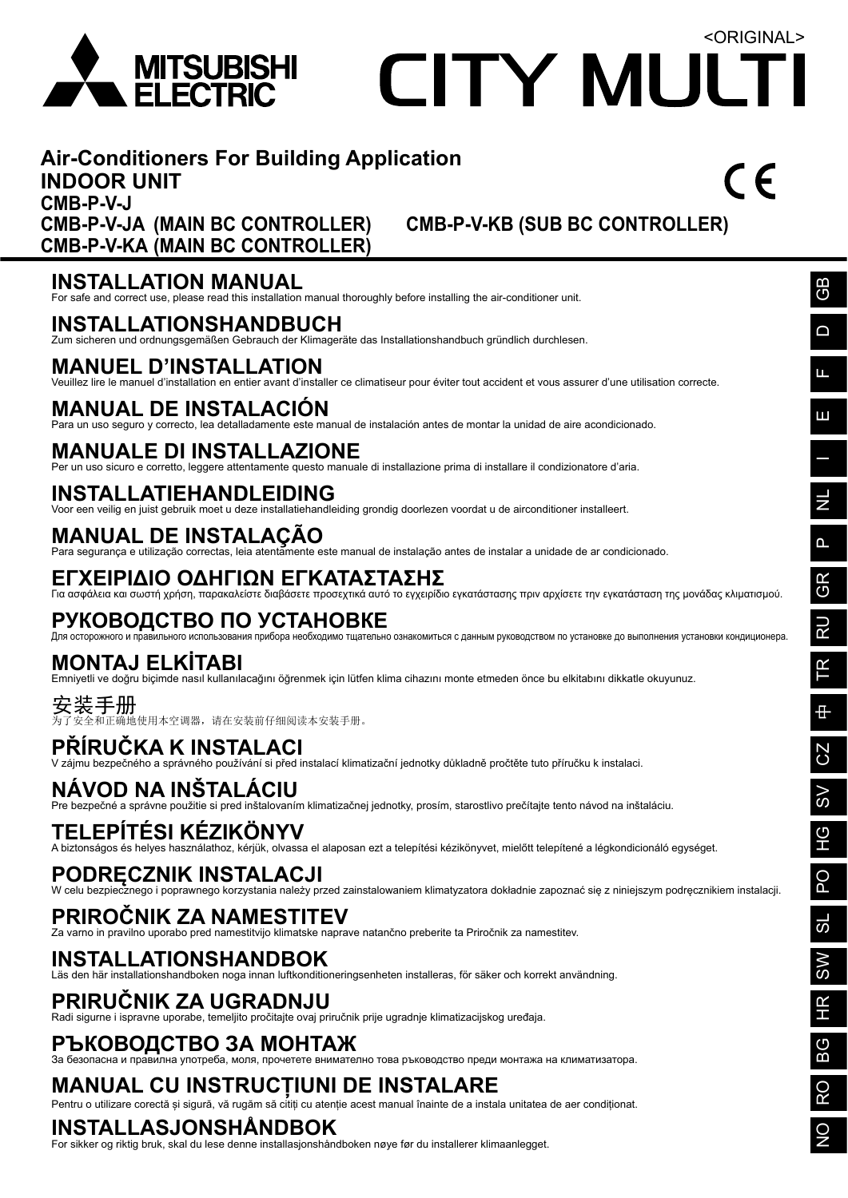<ORIGINAL>

MITSUBISHI ELECTRIC

CITY MULTI

**Air-Conditioners For Building Application**
**INDOOR UNIT**
**CMB-P-V-J**
**CMB-P-V-JA (MAIN BC CONTROLLER)**
**CMB-P-V-KA (MAIN BC CONTROLLER)**
**CMB-P-V-KB (SUB BC CONTROLLER)**

CE

## INSTALLATION MANUAL
For safe and correct use, please read this installation manual thoroughly before installing the air-conditioner unit.

## INSTALLATIONSHANDBUCH
Zum sicheren und ordnungsgemäßen Gebrauch der Klimageräte das Installationshandbuch gründlich durchlesen.

## MANUEL D'INSTALLATION
Veuillez lire le manuel d'installation en entier avant d'installer ce climatiseur pour éviter tout accident et vous assurer d'une utilisation correcte.

## MANUAL DE INSTALACIÓN
Para un uso seguro y correcto, lea detalladamente este manual de instalación antes de montar la unidad de aire acondicionado.

## MANUALE DI INSTALLAZIONE
Per un uso sicuro e corretto, leggere attentamente questo manuale di installazione prima di installare il condizionatore d'aria.

## INSTALLATIEHANDLEIDING
Voor een veilig en juist gebruik moet u deze installatiehandleiding grondig doorlezen voordat u de airconditioner installeert.

## MANUAL DE INSTALAÇÃO
Para segurança e utilização correctas, leia atentamente este manual de instalação antes de instalar a unidade de ar condicionado.

## ΕΓΧΕΙΡΙΔΙΟ ΟΔΗΓΙΩΝ ΕΓΚΑΤΑΣΤΑΣΗΣ
Για ασφάλεια και σωστή χρήση, παρακαλείστε διαβάσετε προσεχτικά αυτό το εγχειρίδιο εγκατάστασης πριν αρχίσετε την εγκατάσταση της μονάδας κλιματισμού.

## РУКОВОДСТВО ПО УСТАНОВКЕ
Для осторожного и правильного использования прибора необходимо тщательно ознакомиться с данным руководством по установке до выполнения установки кондиционера.

## MONTAJ ELKİTABI
Emniyetli ve doğru biçimde nasıl kullanılacağını öğrenmek için lütfen klima cihazını monte etmeden önce bu elkitabını dikkatle okuyunuz.

## 安装手册
为了安全和正确地使用本空调器，请在安装前仔细阅读本安装手册。

## PŘÍRUČKA K INSTALACI
V zájmu bezpečného a správného používání si před instalací klimatizační jednotky důkladně pročtěte tuto příručku k instalaci.

## NÁVOD NA INŠTALÁCIU
Pre bezpečné a správne použitie si pred inštalovaním klimatizačnej jednotky, prosím, starostlivo prečítajte tento návod na inštaláciu.

## TELEPÍTÉSI KÉZIKÖNYV
A biztonságos és helyes használathoz, kérjük, olvassa el alaposan ezt a telepítési kézikönyvet, mielőtt telepítené a légkondicionáló egységet.

## PODRĘCZNIK INSTALACJI
W celu bezpiecznego i poprawnego korzystania należy przed zainstalowaniem klimatyzatora dokładnie zapoznać się z niniejszym podręcznikiem instalacji.

## PRIROČNIK ZA NAMESTITEV
Za varno in pravilno uporabo pred namestitvijo klimatske naprave natančno preberite ta Priročnik za namestitev.

## INSTALLATIONSHANDBOK
Läs den här installationshandboken noga innan luftkonditioneringsenheten installeras, för säker och korrekt användning.

## PRIRUČNIK ZA UGRADNJU
Radi sigurne i ispravne uporabe, temeljito pročitajte ovaj priručnik prije ugradnje klimatizacijskog uređaja.

## РЪКОВОДСТВО ЗА МОНТАЖ
За безопасна и правилна употреба, моля, прочетете внимателно това ръководство преди монтажа на климатизатора.

## MANUAL CU INSTRUCȚIUNI DE INSTALARE
Pentru o utilizare corectă și sigură, vă rugăm să citiți cu atenție acest manual înainte de a instala unitatea de aer condiționat.

## INSTALLASJONSHÅNDBOK
For sikker og riktig bruk, skal du lese denne installasjonshåndboken nøye før du installerer klimaanlegget.

GB D F E I NL P GR RU TR 中 CZ SV HG PO SL SW HR BG RO NO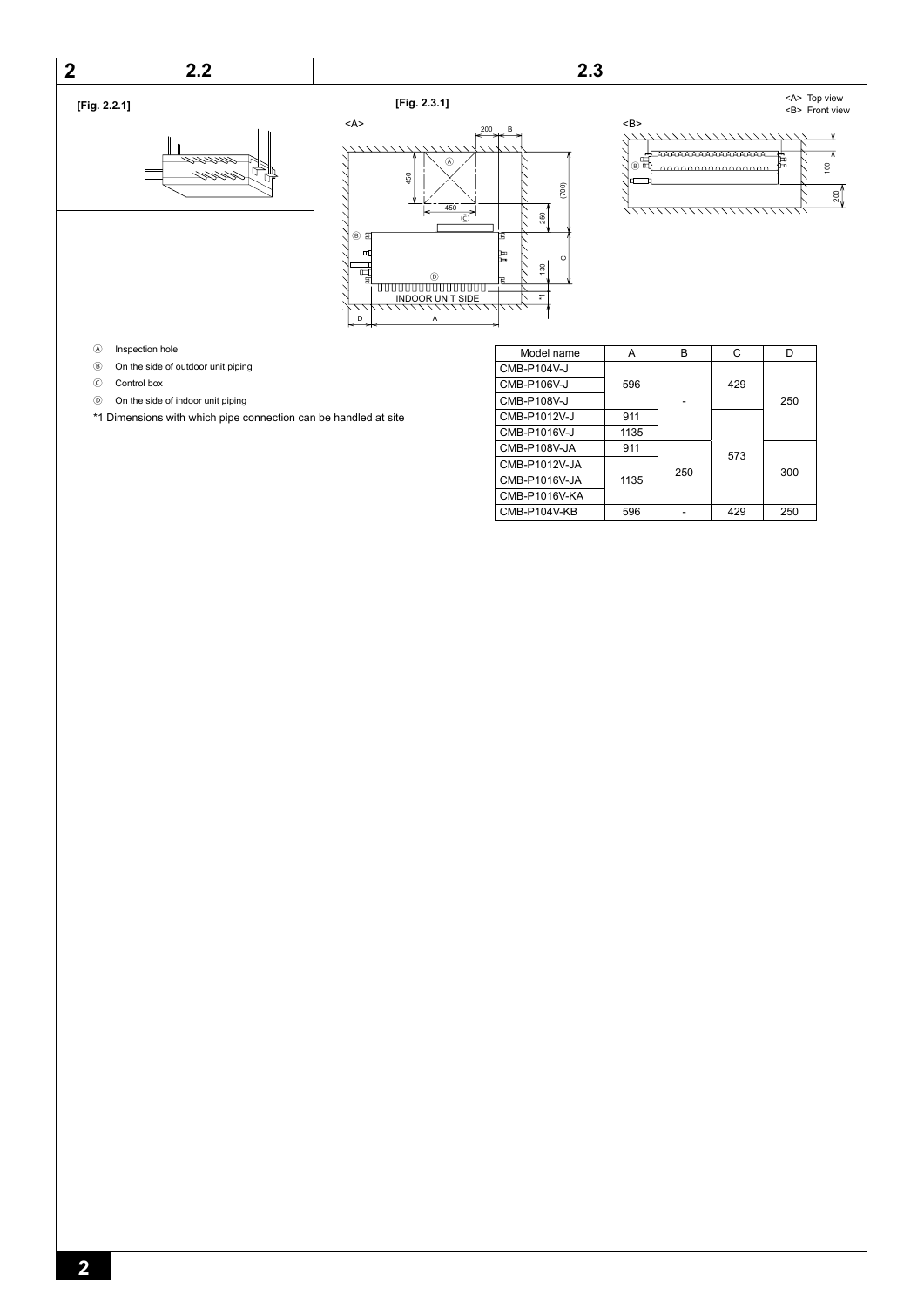## 2.2

[Fig. 2.2.1]

## 2.3

[Fig. 2.3.1]

<A> Top view
<B> Front view

<A>

200 B

Ⓐ

450

450

(700)

Ⓒ

250

Ⓑ

C

130

Ⓓ

INDOOR UNIT SIDE

*1

D A

<B>

Ⓑ

100

200

Ⓐ Inspection hole

Ⓑ On the side of outdoor unit piping

Ⓒ Control box

Ⓓ On the side of indoor unit piping

*1 Dimensions with which pipe connection can be handled at site

| Model name | A | B | C | D |
|---|---|---|---|---|
| CMB-P104V-J | 596 | - | 429 | 250 |
| CMB-P106V-J | | | | |
| CMB-P108V-J | | | | |
| CMB-P1012V-J | 911 | | 573 | |
| CMB-P1016V-J | 1135 | | | |
| CMB-P108V-JA | 911 | 250 | | 300 |
| CMB-P1012V-JA | 1135 | | | |
| CMB-P1016V-JA | | | | |
| CMB-P1016V-KA | | | | |
| CMB-P104V-KB | 596 | - | 429 | 250 |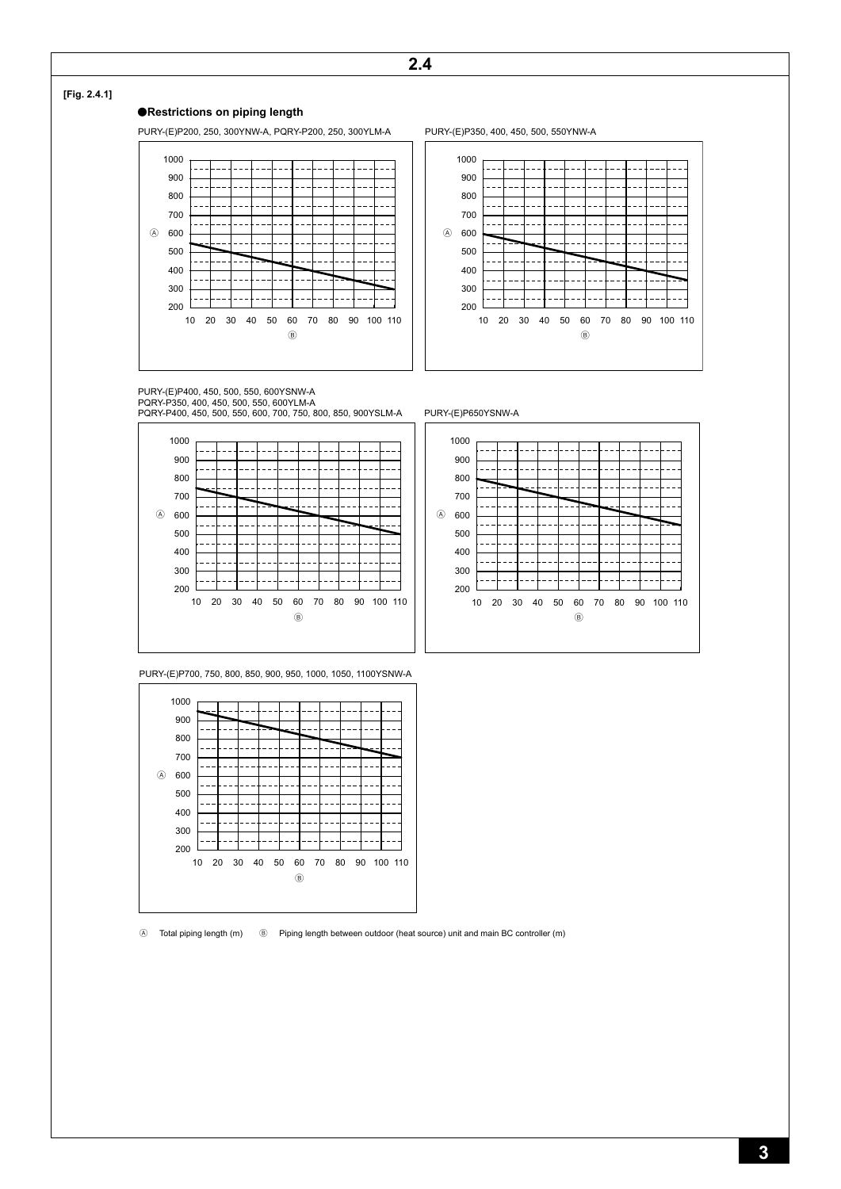## 2.4

**[Fig. 2.4.1]**

### ●Restrictions on piping length

PURY-(E)P200, 250, 300YNW-A, PQRY-P200, 250, 300YLM-A

1000
900
800
700
Ⓐ 600
500
400
300
200
10 20 30 40 50 60 70 80 90 100 110
Ⓑ

PURY-(E)P350, 400, 450, 500, 550YNW-A

1000
900
800
700
Ⓐ 600
500
400
300
200
10 20 30 40 50 60 70 80 90 100 110
Ⓑ

PURY-(E)P400, 450, 500, 550, 600YSNW-A
PQRY-P350, 400, 450, 500, 550, 600YLM-A
PQRY-P400, 450, 500, 550, 600, 700, 750, 800, 850, 900YSLM-A

1000
900
800
700
Ⓐ 600
500
400
300
200
10 20 30 40 50 60 70 80 90 100 110
Ⓑ

PURY-(E)P650YSNW-A

1000
900
800
700
Ⓐ 600
500
400
300
200
10 20 30 40 50 60 70 80 90 100 110
Ⓑ

PURY-(E)P700, 750, 800, 850, 900, 950, 1000, 1050, 1100YSNW-A

1000
900
800
700
Ⓐ 600
500
400
300
200
10 20 30 40 50 60 70 80 90 100 110
Ⓑ

Ⓐ Total piping length (m) Ⓑ Piping length between outdoor (heat source) unit and main BC controller (m)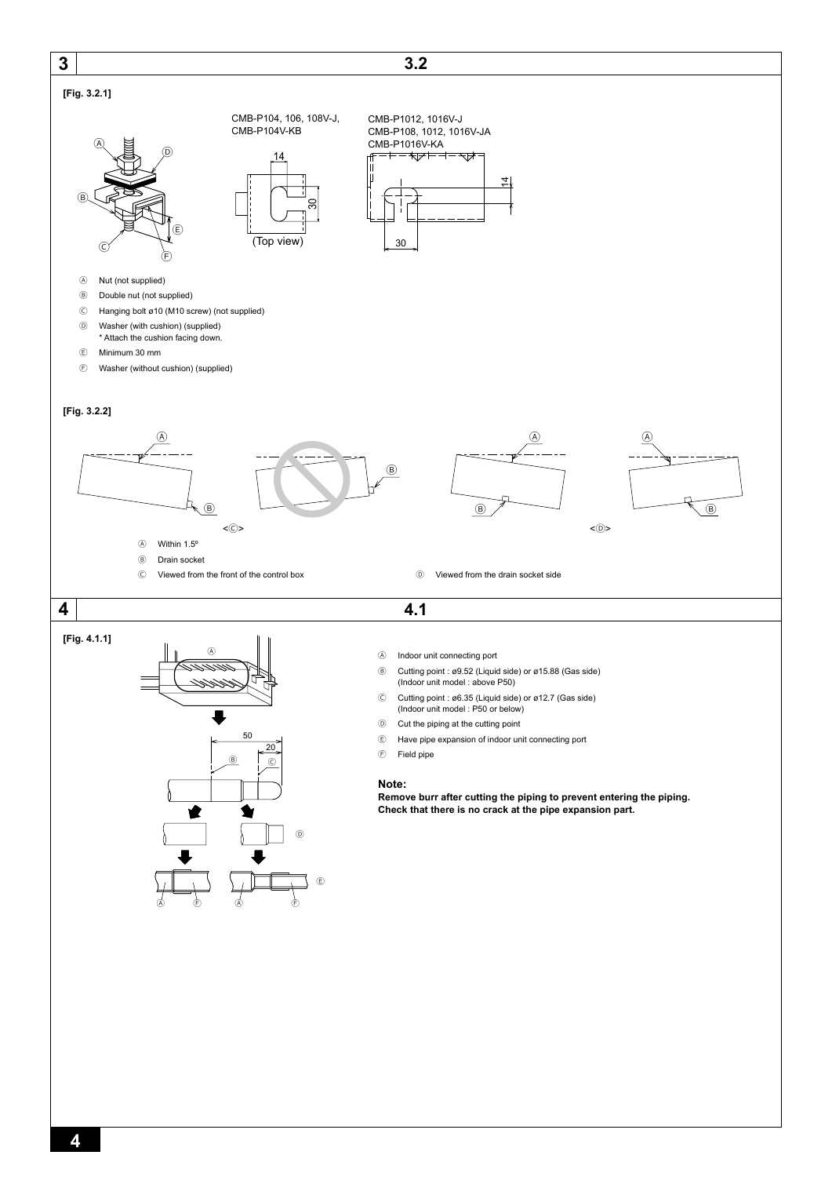# 3 3.2

**[Fig. 3.2.1]**

CMB-P104, 106, 108V-J,
CMB-P104V-KB

14

30

(Top view)

CMB-P1012, 1016V-J
CMB-P108, 1012, 1016V-JA
CMB-P1016V-KA

14

30

Ⓐ Nut (not supplied)

Ⓑ Double nut (not supplied)

Ⓒ Hanging bolt ø10 (M10 screw) (not supplied)

Ⓓ Washer (with cushion) (supplied)
\* Attach the cushion facing down.

Ⓔ Minimum 30 mm

Ⓕ Washer (without cushion) (supplied)

**[Fig. 3.2.2]**

<Ⓒ>

<Ⓓ>

Ⓐ Within 1.5°

Ⓑ Drain socket

Ⓒ Viewed from the front of the control box

Ⓓ Viewed from the drain socket side

# 4 4.1

**[Fig. 4.1.1]**

50

20

Ⓐ Indoor unit connecting port

Ⓑ Cutting point : ø9.52 (Liquid side) or ø15.88 (Gas side)
(Indoor unit model : above P50)

Ⓒ Cutting point : ø6.35 (Liquid side) or ø12.7 (Gas side)
(Indoor unit model : P50 or below)

Ⓓ Cut the piping at the cutting point

Ⓔ Have pipe expansion of indoor unit connecting port

Ⓕ Field pipe

**Note:**
**Remove burr after cutting the piping to prevent entering the piping.**
**Check that there is no crack at the pipe expansion part.**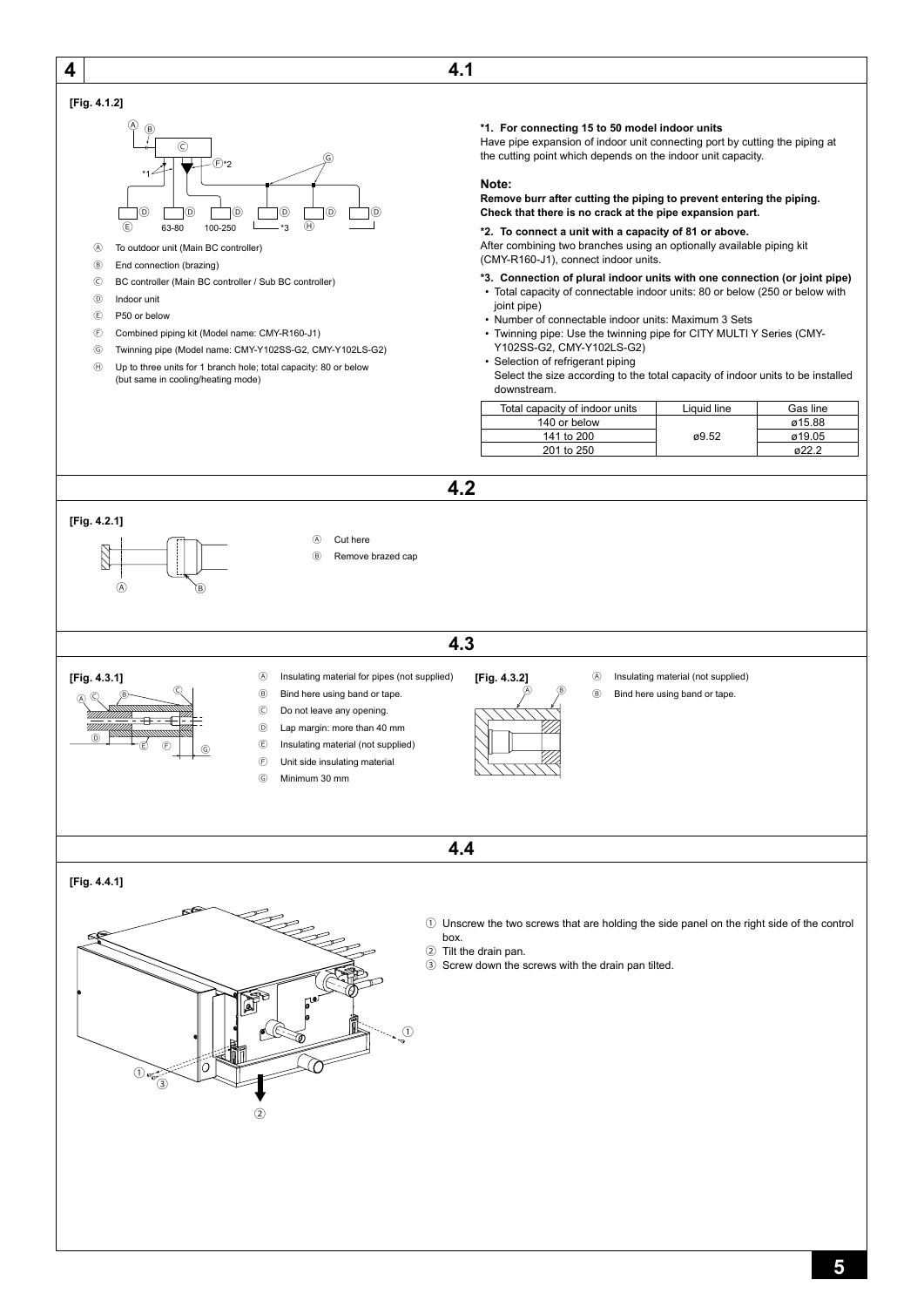# 4

## 4.1

**[Fig. 4.1.2]**

Ⓐ Ⓑ Ⓒ Ⓕ*2 *1 Ⓖ Ⓓ Ⓓ Ⓓ Ⓓ Ⓓ Ⓓ Ⓔ 63-80 100-250 *3 Ⓗ

Ⓐ To outdoor unit (Main BC controller)

Ⓑ End connection (brazing)

Ⓒ BC controller (Main BC controller / Sub BC controller)

Ⓓ Indoor unit

Ⓔ P50 or below

Ⓕ Combined piping kit (Model name: CMY-R160-J1)

Ⓖ Twinning pipe (Model name: CMY-Y102SS-G2, CMY-Y102LS-G2)

Ⓗ Up to three units for 1 branch hole; total capacity: 80 or below (but same in cooling/heating mode)

**\*1. For connecting 15 to 50 model indoor units**

Have pipe expansion of indoor unit connecting port by cutting the piping at the cutting point which depends on the indoor unit capacity.

**Note:**

**Remove burr after cutting the piping to prevent entering the piping. Check that there is no crack at the pipe expansion part.**

**\*2. To connect a unit with a capacity of 81 or above.**

After combining two branches using an optionally available piping kit (CMY-R160-J1), connect indoor units.

**\*3. Connection of plural indoor units with one connection (or joint pipe)**

- Total capacity of connectable indoor units: 80 or below (250 or below with joint pipe)
- Number of connectable indoor units: Maximum 3 Sets
- Twinning pipe: Use the twinning pipe for CITY MULTI Y Series (CMY-Y102SS-G2, CMY-Y102LS-G2)
- Selection of refrigerant piping
  Select the size according to the total capacity of indoor units to be installed downstream.

| Total capacity of indoor units | Liquid line | Gas line |
|---|---|---|
| 140 or below | ø9.52 | ø15.88 |
| 141 to 200 | | ø19.05 |
| 201 to 250 | | ø22.2 |

## 4.2

**[Fig. 4.2.1]**

Ⓐ Cut here

Ⓑ Remove brazed cap

## 4.3

**[Fig. 4.3.1]**

Ⓐ Insulating material for pipes (not supplied)

Ⓑ Bind here using band or tape.

Ⓒ Do not leave any opening.

Ⓓ Lap margin: more than 40 mm

Ⓔ Insulating material (not supplied)

Ⓕ Unit side insulating material

Ⓖ Minimum 30 mm

**[Fig. 4.3.2]**

Ⓐ Insulating material (not supplied)

Ⓑ Bind here using band or tape.

## 4.4

**[Fig. 4.4.1]**

① Unscrew the two screws that are holding the side panel on the right side of the control box.

② Tilt the drain pan.

③ Screw down the screws with the drain pan tilted.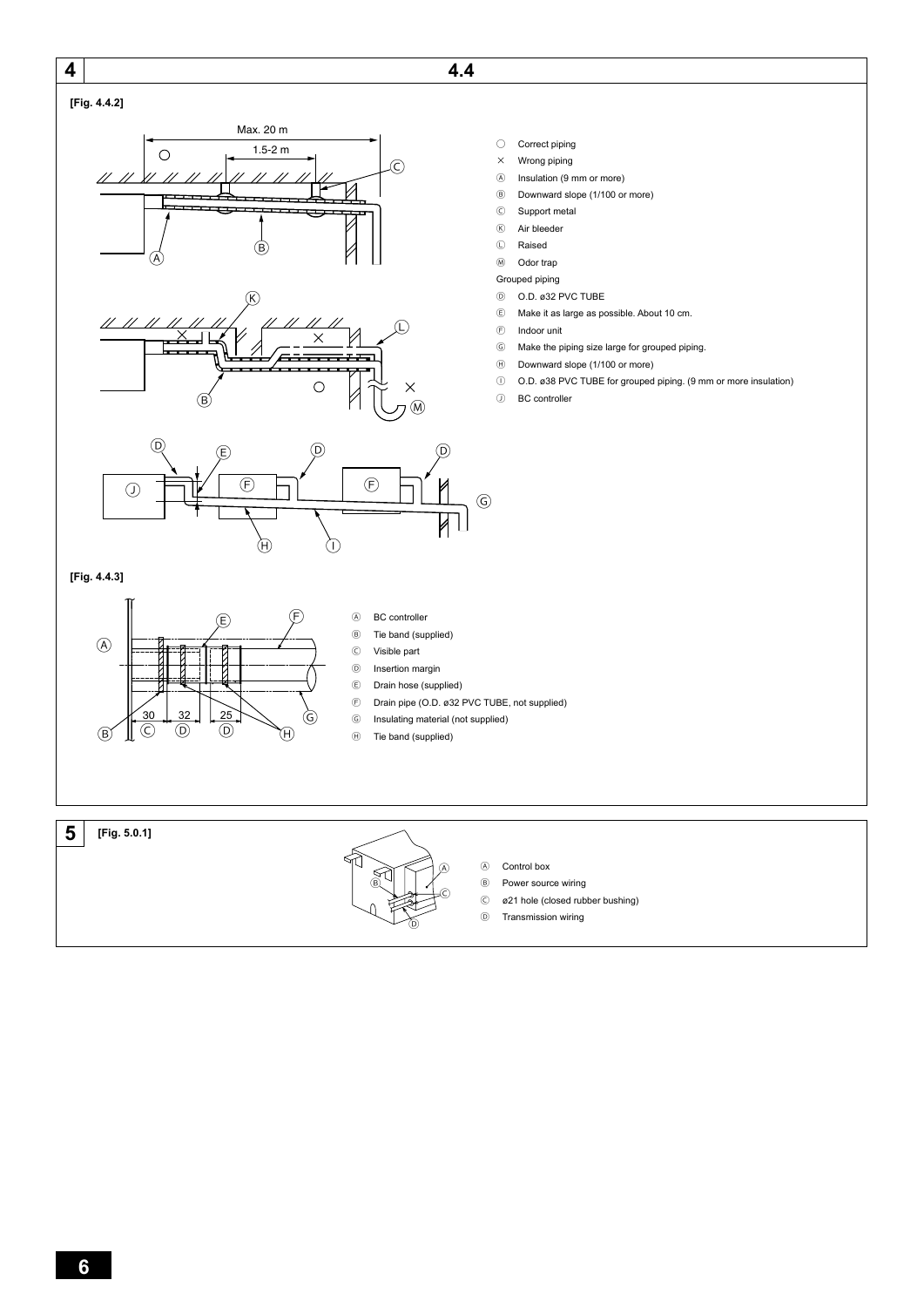## 4 — 4.4

**[Fig. 4.4.2]**

Max. 20 m

1.5-2 m

○ Correct piping
× Wrong piping
Ⓐ Insulation (9 mm or more)
Ⓑ Downward slope (1/100 or more)
Ⓒ Support metal
Ⓚ Air bleeder
Ⓛ Raised
Ⓜ Odor trap

Grouped piping

Ⓓ O.D. ø32 PVC TUBE
Ⓔ Make it as large as possible. About 10 cm.
Ⓕ Indoor unit
Ⓖ Make the piping size large for grouped piping.
Ⓗ Downward slope (1/100 or more)
Ⓘ O.D. ø38 PVC TUBE for grouped piping. (9 mm or more insulation)
Ⓙ BC controller

**[Fig. 4.4.3]**

30 32 25

Ⓐ BC controller
Ⓑ Tie band (supplied)
Ⓒ Visible part
Ⓓ Insertion margin
Ⓔ Drain hose (supplied)
Ⓕ Drain pipe (O.D. ø32 PVC TUBE, not supplied)
Ⓖ Insulating material (not supplied)
Ⓗ Tie band (supplied)

## 5

**[Fig. 5.0.1]**

Ⓐ Control box
Ⓑ Power source wiring
Ⓒ ø21 hole (closed rubber bushing)
Ⓓ Transmission wiring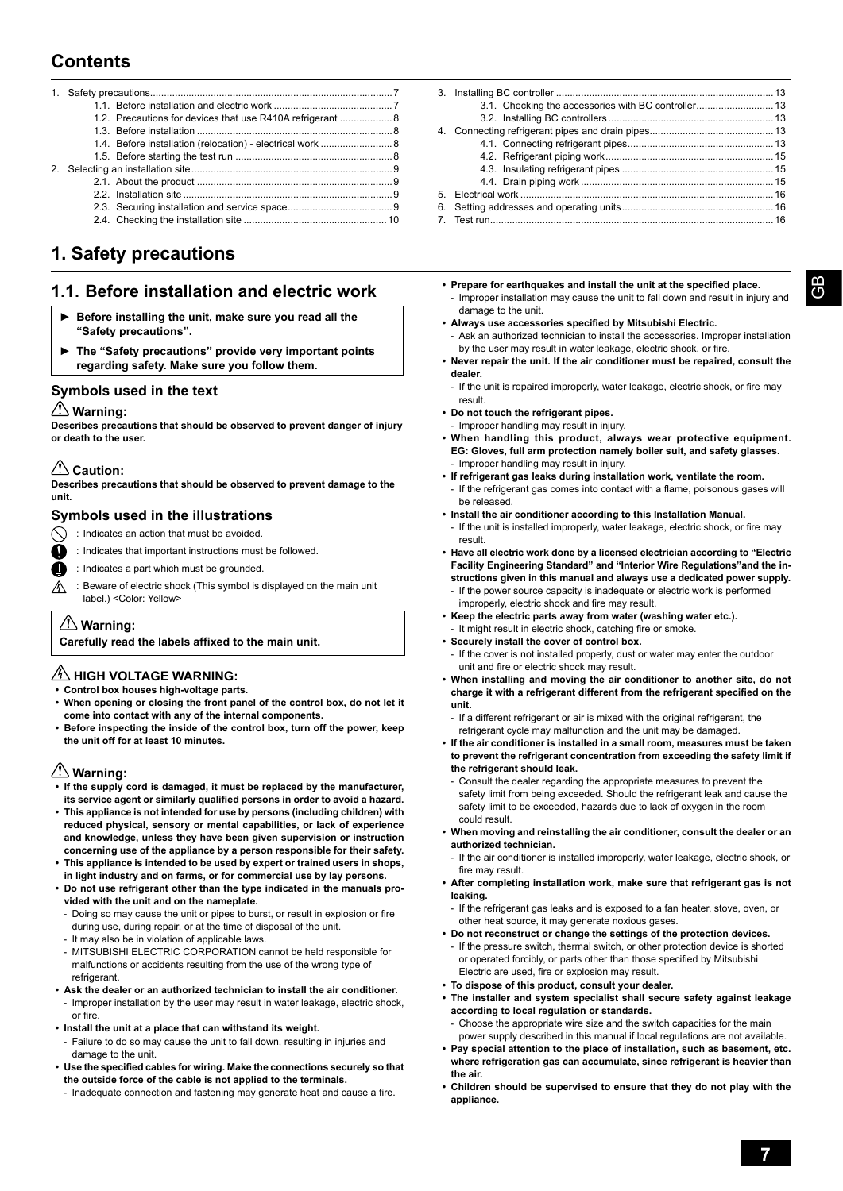# Contents

1. Safety precautions....................................................................................... 7
   - 1.1. Before installation and electric work .......................................... 7
   - 1.2. Precautions for devices that use R410A refrigerant ................... 8
   - 1.3. Before installation ...................................................................... 8
   - 1.4. Before installation (relocation) - electrical work .......................... 8
   - 1.5. Before starting the test run ......................................................... 8
2. Selecting an installation site ......................................................................... 9
   - 2.1. About the product ....................................................................... 9
   - 2.2. Installation site ............................................................................ 9
   - 2.3. Securing installation and service space...................................... 9
   - 2.4. Checking the installation site .................................................... 10
3. Installing BC controller ............................................................................... 13
   - 3.1. Checking the accessories with BC controller............................ 13
   - 3.2. Installing BC controllers ............................................................ 13
4. Connecting refrigerant pipes and drain pipes............................................ 13
   - 4.1. Connecting refrigerant pipes..................................................... 13
   - 4.2. Refrigerant piping work ............................................................. 15
   - 4.3. Insulating refrigerant pipes ....................................................... 15
   - 4.4. Drain piping work ...................................................................... 15
5. Electrical work ............................................................................................ 16
6. Setting addresses and operating units ....................................................... 16
7. Test run....................................................................................................... 16

# 1. Safety precautions

## 1.1. Before installation and electric work

- ► **Before installing the unit, make sure you read all the "Safety precautions".**
- ► **The "Safety precautions" provide very important points regarding safety. Make sure you follow them.**

### Symbols used in the text

**⚠ Warning:**
**Describes precautions that should be observed to prevent danger of injury or death to the user.**

**⚠ Caution:**
**Describes precautions that should be observed to prevent damage to the unit.**

### Symbols used in the illustrations

- ⃠ : Indicates an action that must be avoided.
- ❗ : Indicates that important instructions must be followed.
- ⏚ : Indicates a part which must be grounded.
- ⚠ : Beware of electric shock (This symbol is displayed on the main unit label.) <Color: Yellow>

**⚠ Warning:**
**Carefully read the labels affixed to the main unit.**

**⚠ HIGH VOLTAGE WARNING:**
- **Control box houses high-voltage parts.**
- **When opening or closing the front panel of the control box, do not let it come into contact with any of the internal components.**
- **Before inspecting the inside of the control box, turn off the power, keep the unit off for at least 10 minutes.**

**⚠ Warning:**
- **If the supply cord is damaged, it must be replaced by the manufacturer, its service agent or similarly qualified persons in order to avoid a hazard.**
- **This appliance is not intended for use by persons (including children) with reduced physical, sensory or mental capabilities, or lack of experience and knowledge, unless they have been given supervision or instruction concerning use of the appliance by a person responsible for their safety.**
- **This appliance is intended to be used by expert or trained users in shops, in light industry and on farms, or for commercial use by lay persons.**
- **Do not use refrigerant other than the type indicated in the manuals provided with the unit and on the nameplate.**
  - Doing so may cause the unit or pipes to burst, or result in explosion or fire during use, during repair, or at the time of disposal of the unit.
  - It may also be in violation of applicable laws.
  - MITSUBISHI ELECTRIC CORPORATION cannot be held responsible for malfunctions or accidents resulting from the use of the wrong type of refrigerant.
- **Ask the dealer or an authorized technician to install the air conditioner.**
  - Improper installation by the user may result in water leakage, electric shock, or fire.
- **Install the unit at a place that can withstand its weight.**
  - Failure to do so may cause the unit to fall down, resulting in injuries and damage to the unit.
- **Use the specified cables for wiring. Make the connections securely so that the outside force of the cable is not applied to the terminals.**
  - Inadequate connection and fastening may generate heat and cause a fire.
- **Prepare for earthquakes and install the unit at the specified place.**
  - Improper installation may cause the unit to fall down and result in injury and damage to the unit.
- **Always use accessories specified by Mitsubishi Electric.**
  - Ask an authorized technician to install the accessories. Improper installation by the user may result in water leakage, electric shock, or fire.
- **Never repair the unit. If the air conditioner must be repaired, consult the dealer.**
  - If the unit is repaired improperly, water leakage, electric shock, or fire may result.
- **Do not touch the refrigerant pipes.**
  - Improper handling may result in injury.
- **When handling this product, always wear protective equipment. EG: Gloves, full arm protection namely boiler suit, and safety glasses.**
  - Improper handling may result in injury.
- **If refrigerant gas leaks during installation work, ventilate the room.**
  - If the refrigerant gas comes into contact with a flame, poisonous gases will be released.
- **Install the air conditioner according to this Installation Manual.**
  - If the unit is installed improperly, water leakage, electric shock, or fire may result.
- **Have all electric work done by a licensed electrician according to "Electric Facility Engineering Standard" and "Interior Wire Regulations"and the instructions given in this manual and always use a dedicated power supply.**
  - If the power source capacity is inadequate or electric work is performed improperly, electric shock and fire may result.
- **Keep the electric parts away from water (washing water etc.).**
  - It might result in electric shock, catching fire or smoke.
- **Securely install the cover of control box.**
  - If the cover is not installed properly, dust or water may enter the outdoor unit and fire or electric shock may result.
- **When installing and moving the air conditioner to another site, do not charge it with a refrigerant different from the refrigerant specified on the unit.**
  - If a different refrigerant or air is mixed with the original refrigerant, the refrigerant cycle may malfunction and the unit may be damaged.
- **If the air conditioner is installed in a small room, measures must be taken to prevent the refrigerant concentration from exceeding the safety limit if the refrigerant should leak.**
  - Consult the dealer regarding the appropriate measures to prevent the safety limit from being exceeded. Should the refrigerant leak and cause the safety limit to be exceeded, hazards due to lack of oxygen in the room could result.
- **When moving and reinstalling the air conditioner, consult the dealer or an authorized technician.**
  - If the air conditioner is installed improperly, water leakage, electric shock, or fire may result.
- **After completing installation work, make sure that refrigerant gas is not leaking.**
  - If the refrigerant gas leaks and is exposed to a fan heater, stove, oven, or other heat source, it may generate noxious gases.
- **Do not reconstruct or change the settings of the protection devices.**
  - If the pressure switch, thermal switch, or other protection device is shorted or operated forcibly, or parts other than those specified by Mitsubishi Electric are used, fire or explosion may result.
- **To dispose of this product, consult your dealer.**
- **The installer and system specialist shall secure safety against leakage according to local regulation or standards.**
  - Choose the appropriate wire size and the switch capacities for the main power supply described in this manual if local regulations are not available.
- **Pay special attention to the place of installation, such as basement, etc. where refrigeration gas can accumulate, since refrigerant is heavier than the air.**
- **Children should be supervised to ensure that they do not play with the appliance.**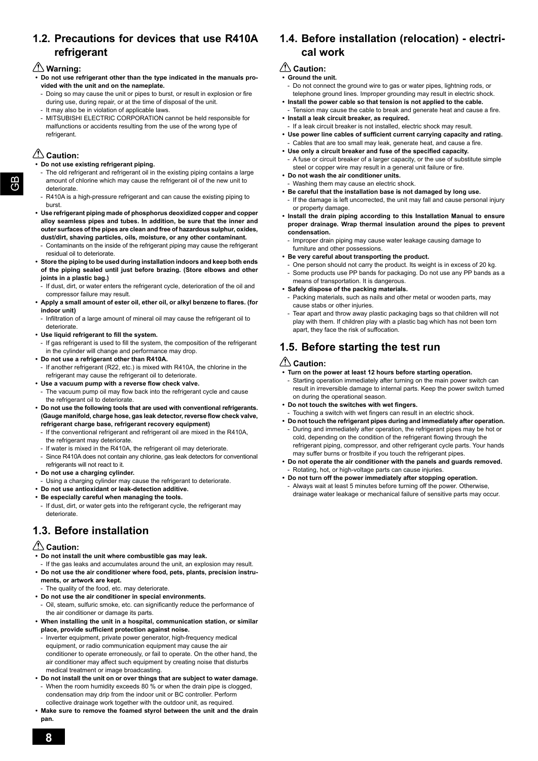## 1.2. Precautions for devices that use R410A refrigerant

### ⚠ Warning:

- **Do not use refrigerant other than the type indicated in the manuals provided with the unit and on the nameplate.**
  - Doing so may cause the unit or pipes to burst, or result in explosion or fire during use, during repair, or at the time of disposal of the unit.
  - It may also be in violation of applicable laws.
  - MITSUBISHI ELECTRIC CORPORATION cannot be held responsible for malfunctions or accidents resulting from the use of the wrong type of refrigerant.

### ⚠ Caution:

- **Do not use existing refrigerant piping.**
  - The old refrigerant and refrigerant oil in the existing piping contains a large amount of chlorine which may cause the refrigerant oil of the new unit to deteriorate.
  - R410A is a high-pressure refrigerant and can cause the existing piping to burst.
- **Use refrigerant piping made of phosphorus deoxidized copper and copper alloy seamless pipes and tubes. In addition, be sure that the inner and outer surfaces of the pipes are clean and free of hazardous sulphur, oxides, dust/dirt, shaving particles, oils, moisture, or any other contaminant.**
  - Contaminants on the inside of the refrigerant piping may cause the refrigerant residual oil to deteriorate.
- **Store the piping to be used during installation indoors and keep both ends of the piping sealed until just before brazing. (Store elbows and other joints in a plastic bag.)**
  - If dust, dirt, or water enters the refrigerant cycle, deterioration of the oil and compressor failure may result.
- **Apply a small amount of ester oil, ether oil, or alkyl benzene to flares. (for indoor unit)**
  - Infiltration of a large amount of mineral oil may cause the refrigerant oil to deteriorate.
- **Use liquid refrigerant to fill the system.**
  - If gas refrigerant is used to fill the system, the composition of the refrigerant in the cylinder will change and performance may drop.
- **Do not use a refrigerant other than R410A.**
  - If another refrigerant (R22, etc.) is mixed with R410A, the chlorine in the refrigerant may cause the refrigerant oil to deteriorate.
- **Use a vacuum pump with a reverse flow check valve.**
  - The vacuum pump oil may flow back into the refrigerant cycle and cause the refrigerant oil to deteriorate.
- **Do not use the following tools that are used with conventional refrigerants. (Gauge manifold, charge hose, gas leak detector, reverse flow check valve, refrigerant charge base, refrigerant recovery equipment)**
  - If the conventional refrigerant and refrigerant oil are mixed in the R410A, the refrigerant may deteriorate.
  - If water is mixed in the R410A, the refrigerant oil may deteriorate.
  - Since R410A does not contain any chlorine, gas leak detectors for conventional refrigerants will not react to it.
- **Do not use a charging cylinder.**
  - Using a charging cylinder may cause the refrigerant to deteriorate.
- **Do not use antioxidant or leak-detection additive.**
- **Be especially careful when managing the tools.**
  - If dust, dirt, or water gets into the refrigerant cycle, the refrigerant may deteriorate.

## 1.3. Before installation

### ⚠ Caution:

- **Do not install the unit where combustible gas may leak.**
  - If the gas leaks and accumulates around the unit, an explosion may result.
- **Do not use the air conditioner where food, pets, plants, precision instruments, or artwork are kept.**
  - The quality of the food, etc. may deteriorate.
- **Do not use the air conditioner in special environments.**
  - Oil, steam, sulfuric smoke, etc. can significantly reduce the performance of the air conditioner or damage its parts.
- **When installing the unit in a hospital, communication station, or similar place, provide sufficient protection against noise.**
  - Inverter equipment, private power generator, high-frequency medical equipment, or radio communication equipment may cause the air conditioner to operate erroneously, or fail to operate. On the other hand, the air conditioner may affect such equipment by creating noise that disturbs medical treatment or image broadcasting.
- **Do not install the unit on or over things that are subject to water damage.**
  - When the room humidity exceeds 80 % or when the drain pipe is clogged, condensation may drip from the indoor unit or BC controller. Perform collective drainage work together with the outdoor unit, as required.
- **Make sure to remove the foamed styrol between the unit and the drain pan.**

## 1.4. Before installation (relocation) - electrical work

### ⚠ Caution:

- **Ground the unit.**
  - Do not connect the ground wire to gas or water pipes, lightning rods, or telephone ground lines. Improper grounding may result in electric shock.
- **Install the power cable so that tension is not applied to the cable.**
  - Tension may cause the cable to break and generate heat and cause a fire.
- **Install a leak circuit breaker, as required.**
  - If a leak circuit breaker is not installed, electric shock may result.
- **Use power line cables of sufficient current carrying capacity and rating.**
  - Cables that are too small may leak, generate heat, and cause a fire.
- **Use only a circuit breaker and fuse of the specified capacity.**
  - A fuse or circuit breaker of a larger capacity, or the use of substitute simple steel or copper wire may result in a general unit failure or fire.
- **Do not wash the air conditioner units.**
  - Washing them may cause an electric shock.
- **Be careful that the installation base is not damaged by long use.**
  - If the damage is left uncorrected, the unit may fall and cause personal injury or property damage.
- **Install the drain piping according to this Installation Manual to ensure proper drainage. Wrap thermal insulation around the pipes to prevent condensation.**
  - Improper drain piping may cause water leakage causing damage to furniture and other possessions.
- **Be very careful about transporting the product.**
  - One person should not carry the product. Its weight is in excess of 20 kg.
  - Some products use PP bands for packaging. Do not use any PP bands as a means of transportation. It is dangerous.
- **Safely dispose of the packing materials.**
  - Packing materials, such as nails and other metal or wooden parts, may cause stabs or other injuries.
  - Tear apart and throw away plastic packaging bags so that children will not play with them. If children play with a plastic bag which has not been torn apart, they face the risk of suffocation.

## 1.5. Before starting the test run

### ⚠ Caution:

- **Turn on the power at least 12 hours before starting operation.**
  - Starting operation immediately after turning on the main power switch can result in irreversible damage to internal parts. Keep the power switch turned on during the operational season.
- **Do not touch the switches with wet fingers.**
  - Touching a switch with wet fingers can result in an electric shock.
- **Do not touch the refrigerant pipes during and immediately after operation.**
  - During and immediately after operation, the refrigerant pipes may be hot or cold, depending on the condition of the refrigerant flowing through the refrigerant piping, compressor, and other refrigerant cycle parts. Your hands may suffer burns or frostbite if you touch the refrigerant pipes.
- **Do not operate the air conditioner with the panels and guards removed.**
  - Rotating, hot, or high-voltage parts can cause injuries.
- **Do not turn off the power immediately after stopping operation.**
  - Always wait at least 5 minutes before turning off the power. Otherwise, drainage water leakage or mechanical failure of sensitive parts may occur.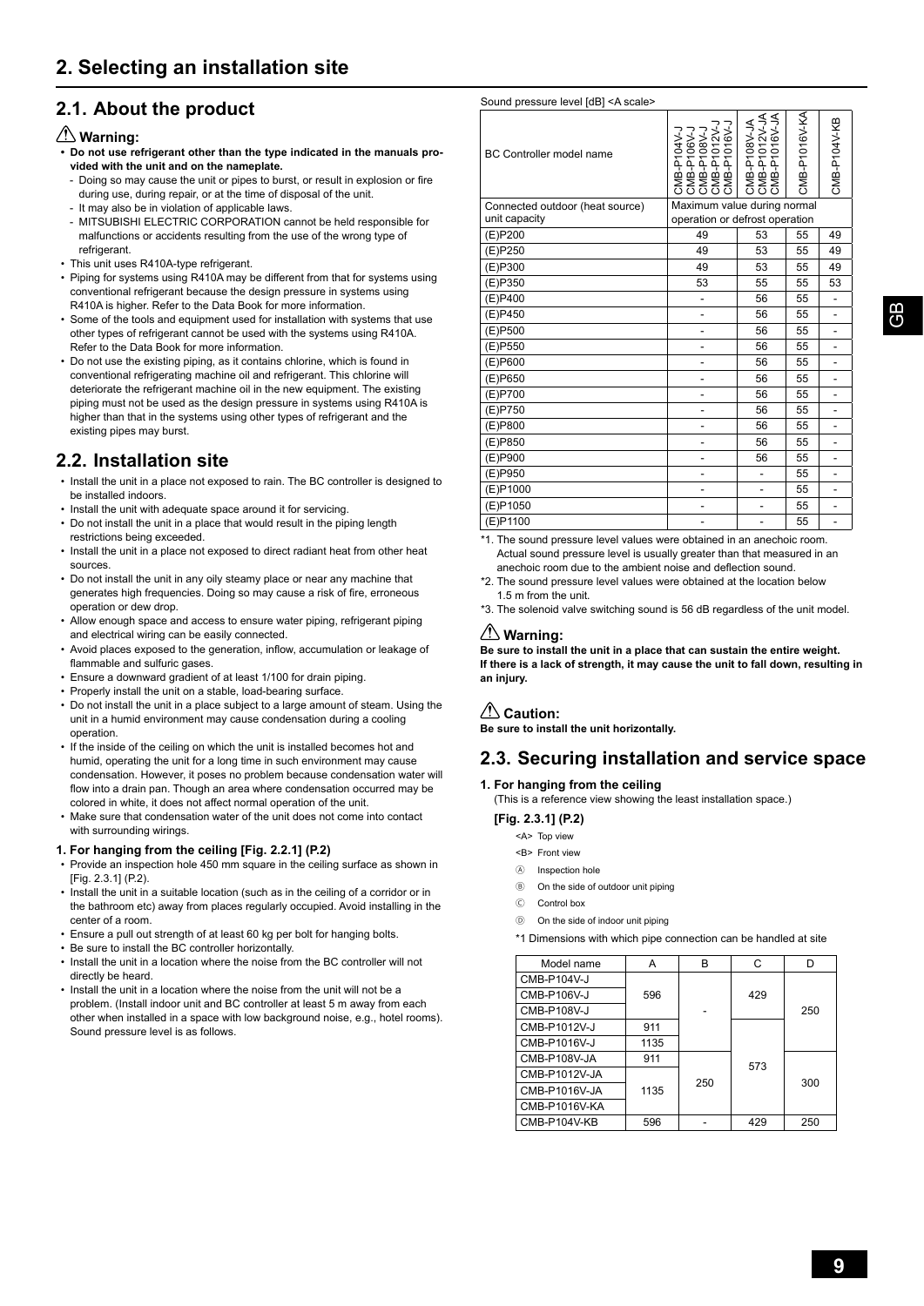# 2. Selecting an installation site

## 2.1. About the product

### ⚠ Warning:

- **Do not use refrigerant other than the type indicated in the manuals provided with the unit and on the nameplate.**
  - Doing so may cause the unit or pipes to burst, or result in explosion or fire during use, during repair, or at the time of disposal of the unit.
  - It may also be in violation of applicable laws.
  - MITSUBISHI ELECTRIC CORPORATION cannot be held responsible for malfunctions or accidents resulting from the use of the wrong type of refrigerant.
- This unit uses R410A-type refrigerant.
- Piping for systems using R410A may be different from that for systems using conventional refrigerant because the design pressure in systems using R410A is higher. Refer to the Data Book for more information.
- Some of the tools and equipment used for installation with systems that use other types of refrigerant cannot be used with the systems using R410A. Refer to the Data Book for more information.
- Do not use the existing piping, as it contains chlorine, which is found in conventional refrigerating machine oil and refrigerant. This chlorine will deteriorate the refrigerant machine oil in the new equipment. The existing piping must not be used as the design pressure in systems using R410A is higher than that in the systems using other types of refrigerant and the existing pipes may burst.

## 2.2. Installation site

- Install the unit in a place not exposed to rain. The BC controller is designed to be installed indoors.
- Install the unit with adequate space around it for servicing.
- Do not install the unit in a place that would result in the piping length restrictions being exceeded.
- Install the unit in a place not exposed to direct radiant heat from other heat sources.
- Do not install the unit in any oily steamy place or near any machine that generates high frequencies. Doing so may cause a risk of fire, erroneous operation or dew drop.
- Allow enough space and access to ensure water piping, refrigerant piping and electrical wiring can be easily connected.
- Avoid places exposed to the generation, inflow, accumulation or leakage of flammable and sulfuric gases.
- Ensure a downward gradient of at least 1/100 for drain piping.
- Properly install the unit on a stable, load-bearing surface.
- Do not install the unit in a place subject to a large amount of steam. Using the unit in a humid environment may cause condensation during a cooling operation.
- If the inside of the ceiling on which the unit is installed becomes hot and humid, operating the unit for a long time in such environment may cause condensation. However, it poses no problem because condensation water will flow into a drain pan. Though an area where condensation occurred may be colored in white, it does not affect normal operation of the unit.
- Make sure that condensation water of the unit does not come into contact with surrounding wirings.

### 1. For hanging from the ceiling [Fig. 2.2.1] (P.2)

- Provide an inspection hole 450 mm square in the ceiling surface as shown in [Fig. 2.3.1] (P.2).
- Install the unit in a suitable location (such as in the ceiling of a corridor or in the bathroom etc) away from places regularly occupied. Avoid installing in the center of a room.
- Ensure a pull out strength of at least 60 kg per bolt for hanging bolts.
- Be sure to install the BC controller horizontally.
- Install the unit in a location where the noise from the BC controller will not directly be heard.
- Install the unit in a location where the noise from the unit will not be a problem. (Install indoor unit and BC controller at least 5 m away from each other when installed in a space with low background noise, e.g., hotel rooms). Sound pressure level is as follows.

Sound pressure level [dB] <A scale>

| BC Controller model name | CMB-P104V-J CMB-P106V-J CMB-P108V-J CMB-P1012V-J CMB-P1016V-J | CMB-P108V-JA CMB-P1012V-JA CMB-P1016V-JA | CMB-P1016V-KA | CMB-P104V-KB |
|---|---|---|---|---|
| Connected outdoor (heat source) unit capacity | Maximum value during normal operation or defrost operation | | | |
| (E)P200 | 49 | 53 | 55 | 49 |
| (E)P250 | 49 | 53 | 55 | 49 |
| (E)P300 | 49 | 53 | 55 | 49 |
| (E)P350 | 53 | 55 | 55 | 53 |
| (E)P400 | - | 56 | 55 | - |
| (E)P450 | - | 56 | 55 | - |
| (E)P500 | - | 56 | 55 | - |
| (E)P550 | - | 56 | 55 | - |
| (E)P600 | - | 56 | 55 | - |
| (E)P650 | - | 56 | 55 | - |
| (E)P700 | - | 56 | 55 | - |
| (E)P750 | - | 56 | 55 | - |
| (E)P800 | - | 56 | 55 | - |
| (E)P850 | - | 56 | 55 | - |
| (E)P900 | - | 56 | 55 | - |
| (E)P950 | - | - | 55 | - |
| (E)P1000 | - | - | 55 | - |
| (E)P1050 | - | - | 55 | - |
| (E)P1100 | - | - | 55 | - |

*1. The sound pressure level values were obtained in an anechoic room. Actual sound pressure level is usually greater than that measured in an anechoic room due to the ambient noise and deflection sound.

*2. The sound pressure level values were obtained at the location below 1.5 m from the unit.

*3. The solenoid valve switching sound is 56 dB regardless of the unit model.

### ⚠ Warning:

**Be sure to install the unit in a place that can sustain the entire weight. If there is a lack of strength, it may cause the unit to fall down, resulting in an injury.**

### ⚠ Caution:

**Be sure to install the unit horizontally.**

## 2.3. Securing installation and service space

### 1. For hanging from the ceiling

(This is a reference view showing the least installation space.)

**[Fig. 2.3.1] (P.2)**

<A> Top view

<B> Front view

Ⓐ Inspection hole

Ⓑ On the side of outdoor unit piping

Ⓒ Control box

Ⓓ On the side of indoor unit piping

*1 Dimensions with which pipe connection can be handled at site

| Model name | A | B | C | D |
|---|---|---|---|---|
| CMB-P104V-J | 596 | - | 429 | 250 |
| CMB-P106V-J | 596 | - | 429 | 250 |
| CMB-P108V-J | 596 | - | 429 | 250 |
| CMB-P1012V-J | 911 | - | 573 | 250 |
| CMB-P1016V-J | 1135 | - | 573 | 250 |
| CMB-P108V-JA | 911 | 250 | 573 | 300 |
| CMB-P1012V-JA | 1135 | 250 | 573 | 300 |
| CMB-P1016V-JA | 1135 | 250 | 573 | 300 |
| CMB-P1016V-KA | 1135 | 250 | 573 | 300 |
| CMB-P104V-KB | 596 | - | 429 | 250 |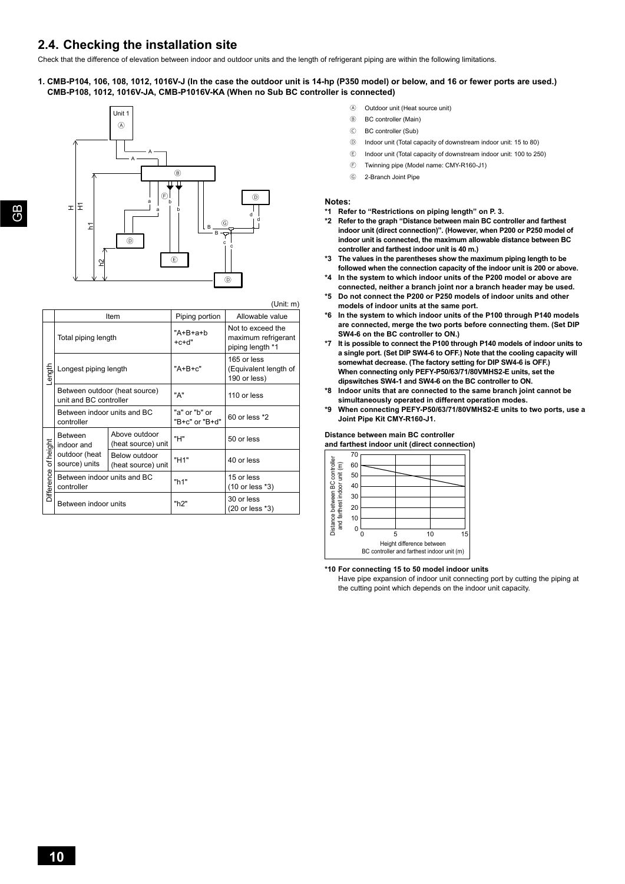## 2.4. Checking the installation site

Check that the difference of elevation between indoor and outdoor units and the length of refrigerant piping are within the following limitations.

**1. CMB-P104, 106, 108, 1012, 1016V-J (In the case the outdoor unit is 14-hp (P350 model) or below, and 16 or fewer ports are used.) CMB-P108, 1012, 1016V-JA, CMB-P1016V-KA (When no Sub BC controller is connected)**

Unit 1
Ⓐ
A
A
Ⓑ
Ⓕ
a
a
b
b
Ⓓ
d
d
Ⓖ
B
B
c
c
H
H1
h1
h2
Ⓓ
Ⓔ
Ⓓ

- Ⓐ Outdoor unit (Heat source unit)
- Ⓑ BC controller (Main)
- Ⓒ BC controller (Sub)
- Ⓓ Indoor unit (Total capacity of downstream indoor unit: 15 to 80)
- Ⓔ Indoor unit (Total capacity of downstream indoor unit: 100 to 250)
- Ⓕ Twinning pipe (Model name: CMY-R160-J1)
- Ⓖ 2-Branch Joint Pipe

(Unit: m)

| | Item | | Piping portion | Allowable value |
|---|---|---|---|---|
| Length | Total piping length | | "A+B+a+b +c+d" | Not to exceed the maximum refrigerant piping length *1 |
| | Longest piping length | | "A+B+c" | 165 or less (Equivalent length of 190 or less) |
| | Between outdoor (heat source) unit and BC controller | | "A" | 110 or less |
| | Between indoor units and BC controller | | "a" or "b" or "B+c" or "B+d" | 60 or less *2 |
| Difference of height | Between indoor and outdoor (heat source) units | Above outdoor (heat source) unit | "H" | 50 or less |
| | | Below outdoor (heat source) unit | "H1" | 40 or less |
| | Between indoor units and BC controller | | "h1" | 15 or less (10 or less *3) |
| | Between indoor units | | "h2" | 30 or less (20 or less *3) |

**Notes:**

- **\*1 Refer to "Restrictions on piping length" on P. 3.**
- **\*2 Refer to the graph "Distance between main BC controller and farthest indoor unit (direct connection)". (However, when P200 or P250 model of indoor unit is connected, the maximum allowable distance between BC controller and farthest indoor unit is 40 m.)**
- **\*3 The values in the parentheses show the maximum piping length to be followed when the connection capacity of the indoor unit is 200 or above.**
- **\*4 In the system to which indoor units of the P200 model or above are connected, neither a branch joint nor a branch header may be used.**
- **\*5 Do not connect the P200 or P250 models of indoor units and other models of indoor units at the same port.**
- **\*6 In the system to which indoor units of the P100 through P140 models are connected, merge the two ports before connecting them. (Set DIP SW4-6 on the BC controller to ON.)**
- **\*7 It is possible to connect the P100 through P140 models of indoor units to a single port. (Set DIP SW4-6 to OFF.) Note that the cooling capacity will somewhat decrease. (The factory setting for DIP SW4-6 is OFF.) When connecting only PEFY-P50/63/71/80VMHS2-E units, set the dipswitches SW4-1 and SW4-6 on the BC controller to ON.**
- **\*8 Indoor units that are connected to the same branch joint cannot be simultaneously operated in different operation modes.**
- **\*9 When connecting PEFY-P50/63/71/80VMHS2-E units to two ports, use a Joint Pipe Kit CMY-R160-J1.**

**Distance between main BC controller and farthest indoor unit (direct connection)**

Distance between BC controller and farthest indoor unit (m)
70
60
50
40
30
20
10
0
0
5
10
15
Height difference between BC controller and farthest indoor unit (m)

**\*10 For connecting 15 to 50 model indoor units**
Have pipe expansion of indoor unit connecting port by cutting the piping at the cutting point which depends on the indoor unit capacity.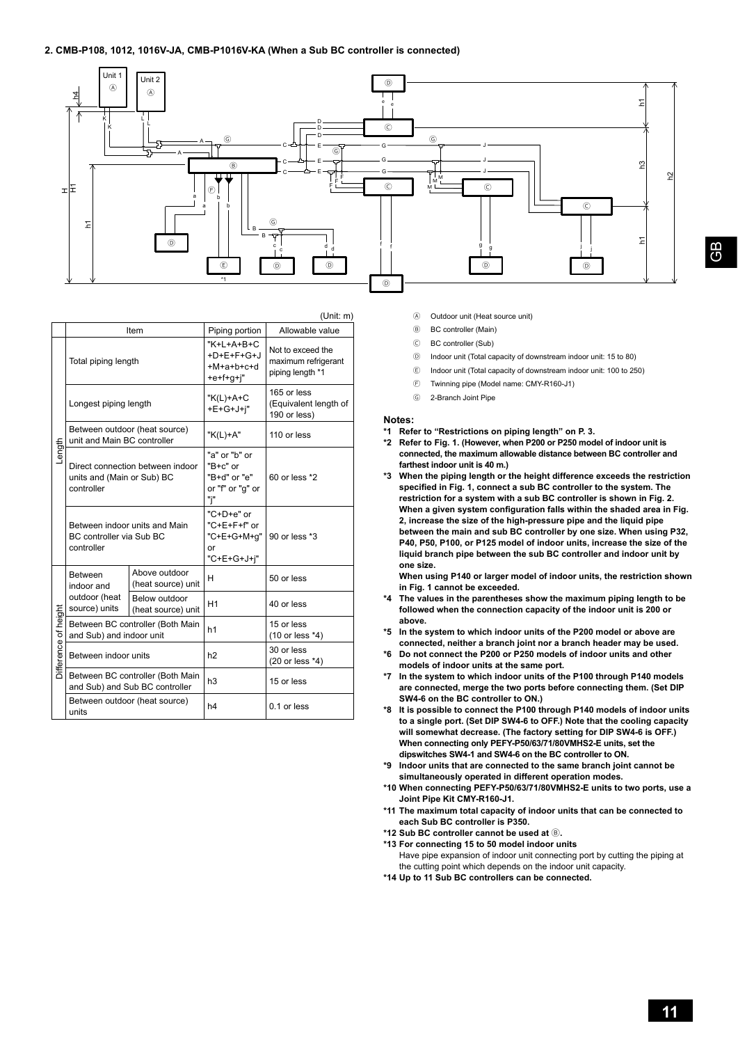### 2. CMB-P108, 1012, 1016V-JA, CMB-P1016V-KA (When a Sub BC controller is connected)

(Unit: m)

| | Item | | Piping portion | Allowable value |
|---|---|---|---|---|
| Length | Total piping length | | "K+L+A+B+C +D+E+F+G+J +M+a+b+c+d +e+f+g+j" | Not to exceed the maximum refrigerant piping length *1 |
| | Longest piping length | | "K(L)+A+C +E+G+J+j" | 165 or less (Equivalent length of 190 or less) |
| | Between outdoor (heat source) unit and Main BC controller | | "K(L)+A" | 110 or less |
| | Direct connection between indoor units and (Main or Sub) BC controller | | "a" or "b" or "B+c" or "B+d" or "e" or "f" or "g" or "j" | 60 or less *2 |
| | Between indoor units and Main BC controller via Sub BC controller | | "C+D+e" or "C+E+F+f" or "C+E+G+M+g" or "C+E+G+J+j" | 90 or less *3 |
| Difference of height | Between indoor and outdoor (heat source) units | Above outdoor (heat source) unit | H | 50 or less |
| | | Below outdoor (heat source) unit | H1 | 40 or less |
| | Between BC controller (Both Main and Sub) and indoor unit | | h1 | 15 or less (10 or less *4) |
| | Between indoor units | | h2 | 30 or less (20 or less *4) |
| | Between BC controller (Both Main and Sub) and Sub BC controller | | h3 | 15 or less |
| | Between outdoor (heat source) units | | h4 | 0.1 or less |

- Ⓐ Outdoor unit (Heat source unit)
- Ⓑ BC controller (Main)
- Ⓒ BC controller (Sub)
- Ⓓ Indoor unit (Total capacity of downstream indoor unit: 15 to 80)
- Ⓔ Indoor unit (Total capacity of downstream indoor unit: 100 to 250)
- Ⓕ Twinning pipe (Model name: CMY-R160-J1)
- Ⓖ 2-Branch Joint Pipe

**Notes:**

**\*1 Refer to "Restrictions on piping length" on P. 3.**

**\*2 Refer to Fig. 1. (However, when P200 or P250 model of indoor unit is connected, the maximum allowable distance between BC controller and farthest indoor unit is 40 m.)**

**\*3 When the piping length or the height difference exceeds the restriction specified in Fig. 1, connect a sub BC controller to the system. The restriction for a system with a sub BC controller is shown in Fig. 2. When a given system configuration falls within the shaded area in Fig. 2, increase the size of the high-pressure pipe and the liquid pipe between the main and sub BC controller by one size. When using P32, P40, P50, P100, or P125 model of indoor units, increase the size of the liquid branch pipe between the sub BC controller and indoor unit by one size.**
**When using P140 or larger model of indoor units, the restriction shown in Fig. 1 cannot be exceeded.**

**\*4 The values in the parentheses show the maximum piping length to be followed when the connection capacity of the indoor unit is 200 or above.**

**\*5 In the system to which indoor units of the P200 model or above are connected, neither a branch joint nor a branch header may be used.**

**\*6 Do not connect the P200 or P250 models of indoor units and other models of indoor units at the same port.**

**\*7 In the system to which indoor units of the P100 through P140 models are connected, merge the two ports before connecting them. (Set DIP SW4-6 on the BC controller to ON.)**

**\*8 It is possible to connect the P100 through P140 models of indoor units to a single port. (Set DIP SW4-6 to OFF.) Note that the cooling capacity will somewhat decrease. (The factory setting for DIP SW4-6 is OFF.) When connecting only PEFY-P50/63/71/80VMHS2-E units, set the dipswitches SW4-1 and SW4-6 on the BC controller to ON.**

**\*9 Indoor units that are connected to the same branch joint cannot be simultaneously operated in different operation modes.**

**\*10 When connecting PEFY-P50/63/71/80VMHS2-E units to two ports, use a Joint Pipe Kit CMY-R160-J1.**

**\*11 The maximum total capacity of indoor units that can be connected to each Sub BC controller is P350.**

**\*12 Sub BC controller cannot be used at Ⓑ.**

**\*13 For connecting 15 to 50 model indoor units**
Have pipe expansion of indoor unit connecting port by cutting the piping at the cutting point which depends on the indoor unit capacity.

**\*14 Up to 11 Sub BC controllers can be connected.**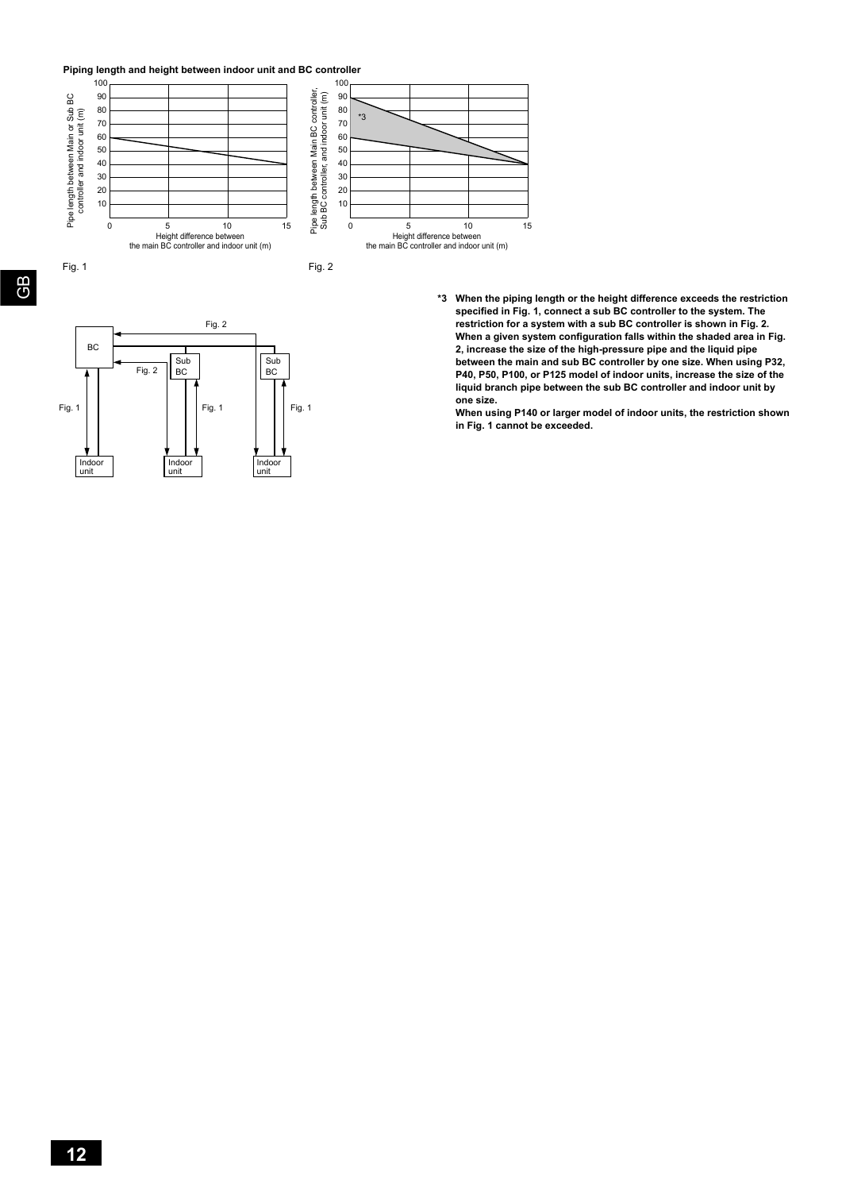**Piping length and height between indoor unit and BC controller**

Pipe length between Main or Sub BC controller and indoor unit (m)

100
90
80
70
60
50
40
30
20
10

0 5 10 15

Height difference between the main BC controller and indoor unit (m)

Fig. 1

Pipe length between Main BC controller, Sub BC controller, and indoor unit (m)

100
90
80
70
60
50
40
30
20
10

*3

0 5 10 15

Height difference between the main BC controller and indoor unit (m)

Fig. 2

BC
Sub BC
Sub BC
Indoor unit
Indoor unit
Indoor unit
Fig. 2
Fig. 2
Fig. 1
Fig. 1
Fig. 1

**\*3 When the piping length or the height difference exceeds the restriction specified in Fig. 1, connect a sub BC controller to the system. The restriction for a system with a sub BC controller is shown in Fig. 2. When a given system configuration falls within the shaded area in Fig. 2, increase the size of the high-pressure pipe and the liquid pipe between the main and sub BC controller by one size. When using P32, P40, P50, P100, or P125 model of indoor units, increase the size of the liquid branch pipe between the sub BC controller and indoor unit by one size.**

**When using P140 or larger model of indoor units, the restriction shown in Fig. 1 cannot be exceeded.**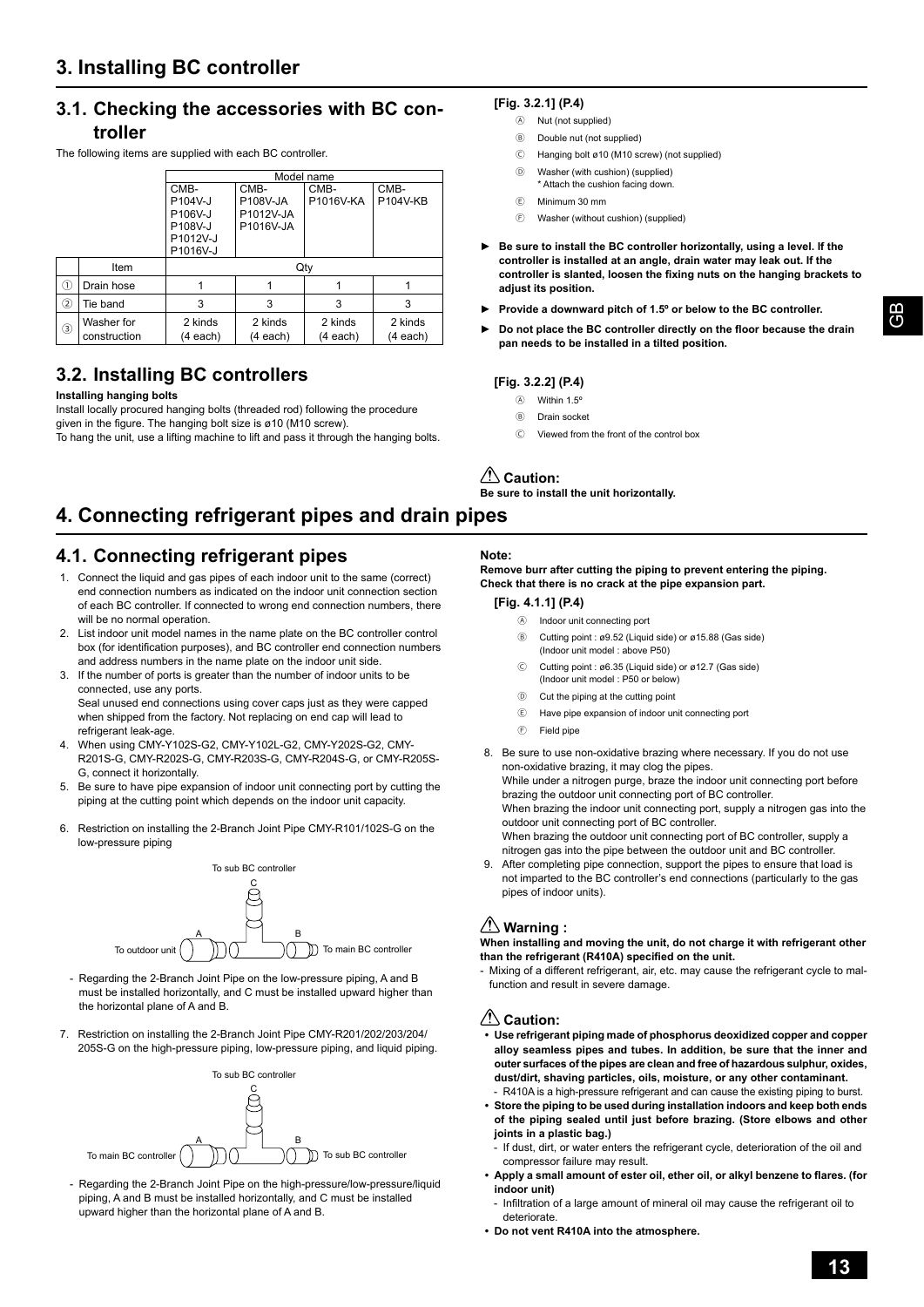# 3. Installing BC controller

## 3.1. Checking the accessories with BC controller

The following items are supplied with each BC controller.

| | | Model name | | | |
|---|---|---|---|---|---|
| | | CMB-P104V-J P106V-J P108V-J P1012V-J P1016V-J | CMB-P108V-JA P1012V-JA P1016V-JA | CMB-P1016V-KA | CMB-P104V-KB |
| | Item | Qty | | | |
| ① | Drain hose | 1 | 1 | 1 | 1 |
| ② | Tie band | 3 | 3 | 3 | 3 |
| ③ | Washer for construction | 2 kinds (4 each) | 2 kinds (4 each) | 2 kinds (4 each) | 2 kinds (4 each) |

## 3.2. Installing BC controllers

**Installing hanging bolts**

Install locally procured hanging bolts (threaded rod) following the procedure given in the figure. The hanging bolt size is ø10 (M10 screw).

To hang the unit, use a lifting machine to lift and pass it through the hanging bolts.

**[Fig. 3.2.1] (P.4)**

Ⓐ Nut (not supplied)
Ⓑ Double nut (not supplied)
Ⓒ Hanging bolt ø10 (M10 screw) (not supplied)
Ⓓ Washer (with cushion) (supplied)
 * Attach the cushion facing down.
Ⓔ Minimum 30 mm
Ⓕ Washer (without cushion) (supplied)

- ► **Be sure to install the BC controller horizontally, using a level. If the controller is installed at an angle, drain water may leak out. If the controller is slanted, loosen the fixing nuts on the hanging brackets to adjust its position.**
- ► **Provide a downward pitch of 1.5º or below to the BC controller.**
- ► **Do not place the BC controller directly on the floor because the drain pan needs to be installed in a tilted position.**

**[Fig. 3.2.2] (P.4)**

Ⓐ Within 1.5º
Ⓑ Drain socket
Ⓒ Viewed from the front of the control box

⚠ **Caution:**

**Be sure to install the unit horizontally.**

# 4. Connecting refrigerant pipes and drain pipes

## 4.1. Connecting refrigerant pipes

1. Connect the liquid and gas pipes of each indoor unit to the same (correct) end connection numbers as indicated on the indoor unit connection section of each BC controller. If connected to wrong end connection numbers, there will be no normal operation.
2. List indoor unit model names in the name plate on the BC controller control box (for identification purposes), and BC controller end connection numbers and address numbers in the name plate on the indoor unit side.
3. If the number of ports is greater than the number of indoor units to be connected, use any ports.
   Seal unused end connections using cover caps just as they were capped when shipped from the factory. Not replacing on end cap will lead to refrigerant leak-age.
4. When using CMY-Y102S-G2, CMY-Y102L-G2, CMY-Y202S-G2, CMY-R201S-G, CMY-R202S-G, CMY-R203S-G, CMY-R204S-G, or CMY-R205S-G, connect it horizontally.
5. Be sure to have pipe expansion of indoor unit connecting port by cutting the piping at the cutting point which depends on the indoor unit capacity.
6. Restriction on installing the 2-Branch Joint Pipe CMY-R101/102S-G on the low-pressure piping

To sub BC controller
C
A
B
To outdoor unit
To main BC controller

- Regarding the 2-Branch Joint Pipe on the low-pressure piping, A and B must be installed horizontally, and C must be installed upward higher than the horizontal plane of A and B.

7. Restriction on installing the 2-Branch Joint Pipe CMY-R201/202/203/204/205S-G on the high-pressure piping, low-pressure piping, and liquid piping.

To sub BC controller
C
A
B
To main BC controller
To sub BC controller

- Regarding the 2-Branch Joint Pipe on the high-pressure/low-pressure/liquid piping, A and B must be installed horizontally, and C must be installed upward higher than the horizontal plane of A and B.

**Note:**

**Remove burr after cutting the piping to prevent entering the piping. Check that there is no crack at the pipe expansion part.**

**[Fig. 4.1.1] (P.4)**

Ⓐ Indoor unit connecting port
Ⓑ Cutting point : ø9.52 (Liquid side) or ø15.88 (Gas side) (Indoor unit model : above P50)
Ⓒ Cutting point : ø6.35 (Liquid side) or ø12.7 (Gas side) (Indoor unit model : P50 or below)
Ⓓ Cut the piping at the cutting point
Ⓔ Have pipe expansion of indoor unit connecting port
Ⓕ Field pipe

8. Be sure to use non-oxidative brazing where necessary. If you do not use non-oxidative brazing, it may clog the pipes.
   While under a nitrogen purge, braze the indoor unit connecting port before brazing the outdoor unit connecting port of BC controller.
   When brazing the indoor unit connecting port, supply a nitrogen gas into the outdoor unit connecting port of BC controller.
   When brazing the outdoor unit connecting port of BC controller, supply a nitrogen gas into the pipe between the outdoor unit and BC controller.
9. After completing pipe connection, support the pipes to ensure that load is not imparted to the BC controller's end connections (particularly to the gas pipes of indoor units).

⚠ **Warning :**

**When installing and moving the unit, do not charge it with refrigerant other than the refrigerant (R410A) specified on the unit.**

- Mixing of a different refrigerant, air, etc. may cause the refrigerant cycle to mal-function and result in severe damage.

⚠ **Caution:**

- **Use refrigerant piping made of phosphorus deoxidized copper and copper alloy seamless pipes and tubes. In addition, be sure that the inner and outer surfaces of the pipes are clean and free of hazardous sulphur, oxides, dust/dirt, shaving particles, oils, moisture, or any other contaminant.**
  - R410A is a high-pressure refrigerant and can cause the existing piping to burst.
- **Store the piping to be used during installation indoors and keep both ends of the piping sealed until just before brazing. (Store elbows and other joints in a plastic bag.)**
  - If dust, dirt, or water enters the refrigerant cycle, deterioration of the oil and compressor failure may result.
- **Apply a small amount of ester oil, ether oil, or alkyl benzene to flares. (for indoor unit)**
  - Infiltration of a large amount of mineral oil may cause the refrigerant oil to deteriorate.
- **Do not vent R410A into the atmosphere.**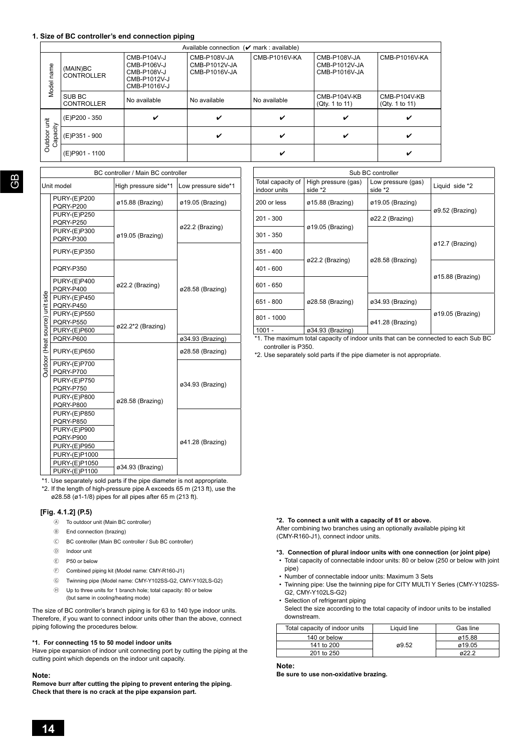### 1. Size of BC controller's end connection piping

| | | Available connection (✔ mark : available) | | | | |
|---|---|---|---|---|---|---|
| Model name | (MAIN)BC CONTROLLER | CMB-P104V-J CMB-P106V-J CMB-P108V-J CMB-P1012V-J CMB-P1016V-J | CMB-P108V-JA CMB-P1012V-JA CMB-P1016V-JA | CMB-P1016V-KA | CMB-P108V-JA CMB-P1012V-JA CMB-P1016V-JA | CMB-P1016V-KA |
| | SUB BC CONTROLLER | No available | No available | No available | CMB-P104V-KB (Qty. 1 to 11) | CMB-P104V-KB (Qty. 1 to 11) |
| Outdoor unit Capacity | (E)P200 - 350 | ✔ | ✔ | ✔ | ✔ | ✔ |
| | (E)P351 - 900 | | ✔ | ✔ | ✔ | ✔ |
| | (E)P901 - 1100 | | | ✔ | | ✔ |

| BC controller / Main BC controller | | | |
|---|---|---|---|
| Unit model | | High pressure side*1 | Low pressure side*1 |
| Outdoor (Heat source) unit side | PURY-(E)P200 PQRY-P200 | ø15.88 (Brazing) | ø19.05 (Brazing) |
| | PURY-(E)P250 PQRY-P250 | ø19.05 (Brazing) | ø22.2 (Brazing) |
| | PURY-(E)P300 PQRY-P300 | ø19.05 (Brazing) | ø22.2 (Brazing) |
| | PURY-(E)P350 | ø19.05 (Brazing) | ø28.58 (Brazing) |
| | PQRY-P350 | ø22.2 (Brazing) | ø28.58 (Brazing) |
| | PURY-(E)P400 PQRY-P400 | ø22.2 (Brazing) | ø28.58 (Brazing) |
| | PURY-(E)P450 PQRY-P450 | ø22.2 (Brazing) | ø28.58 (Brazing) |
| | PURY-(E)P550 PQRY-P550 | ø22.2*2 (Brazing) | ø28.58 (Brazing) |
| | PURY-(E)P600 | ø22.2*2 (Brazing) | ø28.58 (Brazing) |
| | PQRY-P600 | ø28.58 (Brazing) | ø34.93 (Brazing) |
| | PURY-(E)P650 | ø28.58 (Brazing) | ø28.58 (Brazing) |
| | PURY-(E)P700 PQRY-P700 | ø28.58 (Brazing) | ø34.93 (Brazing) |
| | PURY-(E)P750 PQRY-P750 | ø28.58 (Brazing) | ø34.93 (Brazing) |
| | PURY-(E)P800 PQRY-P800 | ø28.58 (Brazing) | ø34.93 (Brazing) |
| | PURY-(E)P850 PQRY-P850 | ø28.58 (Brazing) | ø41.28 (Brazing) |
| | PURY-(E)P900 PQRY-P900 | ø28.58 (Brazing) | ø41.28 (Brazing) |
| | PURY-(E)P950 | ø28.58 (Brazing) | ø41.28 (Brazing) |
| | PURY-(E)P1000 | ø28.58 (Brazing) | ø41.28 (Brazing) |
| | PURY-(E)P1050 | ø34.93 (Brazing) | ø41.28 (Brazing) |
| | PURY-(E)P1100 | ø34.93 (Brazing) | ø41.28 (Brazing) |

*1. Use separately sold parts if the pipe diameter is not appropriate.
*2. If the length of high-pressure pipe A exceeds 65 m (213 ft), use the ø28.58 (ø1-1/8) pipes for all pipes after 65 m (213 ft).

| Sub BC controller | | | |
|---|---|---|---|
| Total capacity of indoor units | High pressure (gas) side *2 | Low pressure (gas) side *2 | Liquid side *2 |
| 200 or less | ø15.88 (Brazing) | ø19.05 (Brazing) | ø9.52 (Brazing) |
| 201 - 300 | ø19.05 (Brazing) | ø22.2 (Brazing) | ø9.52 (Brazing) |
| 301 - 350 | ø19.05 (Brazing) | ø28.58 (Brazing) | ø12.7 (Brazing) |
| 351 - 400 | ø22.2 (Brazing) | ø28.58 (Brazing) | ø12.7 (Brazing) |
| 401 - 600 | ø22.2 (Brazing) | ø28.58 (Brazing) | ø15.88 (Brazing) |
| 601 - 650 | ø28.58 (Brazing) | ø28.58 (Brazing) | ø15.88 (Brazing) |
| 651 - 800 | ø28.58 (Brazing) | ø34.93 (Brazing) | ø19.05 (Brazing) |
| 801 - 1000 | ø28.58 (Brazing) | ø41.28 (Brazing) | ø19.05 (Brazing) |
| 1001 - | ø34.93 (Brazing) | ø41.28 (Brazing) | ø19.05 (Brazing) |

*1. The maximum total capacity of indoor units that can be connected to each Sub BC controller is P350.
*2. Use separately sold parts if the pipe diameter is not appropriate.

### [Fig. 4.1.2] (P.5)

- Ⓐ To outdoor unit (Main BC controller)
- Ⓑ End connection (brazing)
- Ⓒ BC controller (Main BC controller / Sub BC controller)
- Ⓓ Indoor unit
- Ⓔ P50 or below
- Ⓕ Combined piping kit (Model name: CMY-R160-J1)
- Ⓖ Twinning pipe (Model name: CMY-Y102SS-G2, CMY-Y102LS-G2)
- Ⓗ Up to three units for 1 branch hole; total capacity: 80 or below (but same in cooling/heating mode)

The size of BC controller's branch piping is for 63 to 140 type indoor units. Therefore, if you want to connect indoor units other than the above, connect piping following the procedures below.

**\*1. For connecting 15 to 50 model indoor units**

Have pipe expansion of indoor unit connecting port by cutting the piping at the cutting point which depends on the indoor unit capacity.

**Note:**

**Remove burr after cutting the piping to prevent entering the piping. Check that there is no crack at the pipe expansion part.**

**\*2. To connect a unit with a capacity of 81 or above.**

After combining two branches using an optionally available piping kit (CMY-R160-J1), connect indoor units.

**\*3. Connection of plural indoor units with one connection (or joint pipe)**

- Total capacity of connectable indoor units: 80 or below (250 or below with joint pipe)
- Number of connectable indoor units: Maximum 3 Sets
- Twinning pipe: Use the twinning pipe for CITY MULTI Y Series (CMY-Y102SS-G2, CMY-Y102LS-G2)
- Selection of refrigerant piping
  Select the size according to the total capacity of indoor units to be installed downstream.

| Total capacity of indoor units | Liquid line | Gas line |
|---|---|---|
| 140 or below | ø9.52 | ø15.88 |
| 141 to 200 | ø9.52 | ø19.05 |
| 201 to 250 | ø9.52 | ø22.2 |

**Note:**

**Be sure to use non-oxidative brazing.**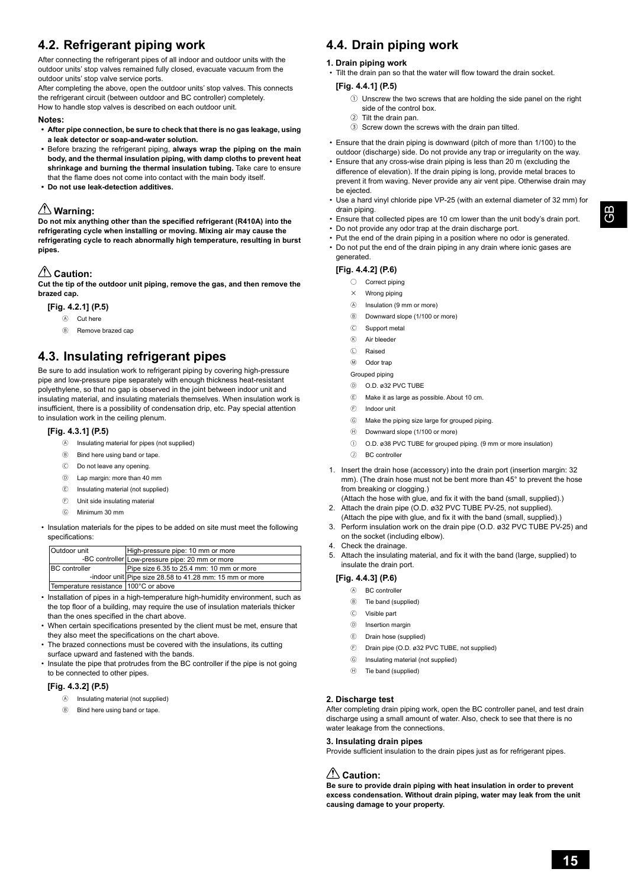## 4.2. Refrigerant piping work

After connecting the refrigerant pipes of all indoor and outdoor units with the outdoor units' stop valves remained fully closed, evacuate vacuum from the outdoor units' stop valve service ports.

After completing the above, open the outdoor units' stop valves. This connects the refrigerant circuit (between outdoor and BC controller) completely.

How to handle stop valves is described on each outdoor unit.

**Notes:**

- **After pipe connection, be sure to check that there is no gas leakage, using a leak detector or soap-and-water solution.**
- Before brazing the refrigerant piping, **always wrap the piping on the main body, and the thermal insulation piping, with damp cloths to prevent heat shrinkage and burning the thermal insulation tubing.** Take care to ensure that the flame does not come into contact with the main body itself.
- **Do not use leak-detection additives.**

### ⚠ Warning:

**Do not mix anything other than the specified refrigerant (R410A) into the refrigerating cycle when installing or moving. Mixing air may cause the refrigerating cycle to reach abnormally high temperature, resulting in burst pipes.**

### ⚠ Caution:

**Cut the tip of the outdoor unit piping, remove the gas, and then remove the brazed cap.**

**[Fig. 4.2.1] (P.5)**

- Ⓐ Cut here
- Ⓑ Remove brazed cap

## 4.3. Insulating refrigerant pipes

Be sure to add insulation work to refrigerant piping by covering high-pressure pipe and low-pressure pipe separately with enough thickness heat-resistant polyethylene, so that no gap is observed in the joint between indoor unit and insulating material, and insulating materials themselves. When insulation work is insufficient, there is a possibility of condensation drip, etc. Pay special attention to insulation work in the ceiling plenum.

**[Fig. 4.3.1] (P.5)**

- Ⓐ Insulating material for pipes (not supplied)
- Ⓑ Bind here using band or tape.
- Ⓒ Do not leave any opening.
- Ⓓ Lap margin: more than 40 mm
- Ⓔ Insulating material (not supplied)
- Ⓕ Unit side insulating material
- Ⓖ Minimum 30 mm

- Insulation materials for the pipes to be added on site must meet the following specifications:

| | |
|---|---|
| Outdoor unit -BC controller | High-pressure pipe: 10 mm or more |
| | Low-pressure pipe: 20 mm or more |
| BC controller -indoor unit | Pipe size 6.35 to 25.4 mm: 10 mm or more |
| | Pipe size 28.58 to 41.28 mm: 15 mm or more |
| Temperature resistance | 100°C or above |

- Installation of pipes in a high-temperature high-humidity environment, such as the top floor of a building, may require the use of insulation materials thicker than the ones specified in the chart above.
- When certain specifications presented by the client must be met, ensure that they also meet the specifications on the chart above.
- The brazed connections must be covered with the insulations, its cutting surface upward and fastened with the bands.
- Insulate the pipe that protrudes from the BC controller if the pipe is not going to be connected to other pipes.

**[Fig. 4.3.2] (P.5)**

- Ⓐ Insulating material (not supplied)
- Ⓑ Bind here using band or tape.

## 4.4. Drain piping work

**1. Drain piping work**

- Tilt the drain pan so that the water will flow toward the drain socket.

**[Fig. 4.4.1] (P.5)**

① Unscrew the two screws that are holding the side panel on the right side of the control box.
② Tilt the drain pan.
③ Screw down the screws with the drain pan tilted.

- Ensure that the drain piping is downward (pitch of more than 1/100) to the outdoor (discharge) side. Do not provide any trap or irregularity on the way.
- Ensure that any cross-wise drain piping is less than 20 m (excluding the difference of elevation). If the drain piping is long, provide metal braces to prevent it from waving. Never provide any air vent pipe. Otherwise drain may be ejected.
- Use a hard vinyl chloride pipe VP-25 (with an external diameter of 32 mm) for drain piping.
- Ensure that collected pipes are 10 cm lower than the unit body's drain port.
- Do not provide any odor trap at the drain discharge port.
- Put the end of the drain piping in a position where no odor is generated.
- Do not put the end of the drain piping in any drain where ionic gases are generated.

**[Fig. 4.4.2] (P.6)**

- ○ Correct piping
- × Wrong piping
- Ⓐ Insulation (9 mm or more)
- Ⓑ Downward slope (1/100 or more)
- Ⓒ Support metal
- Ⓚ Air bleeder
- Ⓛ Raised
- Ⓜ Odor trap

Grouped piping

- Ⓓ O.D. ø32 PVC TUBE
- Ⓔ Make it as large as possible. About 10 cm.
- Ⓕ Indoor unit
- Ⓖ Make the piping size large for grouped piping.
- Ⓗ Downward slope (1/100 or more)
- Ⓘ O.D. ø38 PVC TUBE for grouped piping. (9 mm or more insulation)
- Ⓙ BC controller

1. Insert the drain hose (accessory) into the drain port (insertion margin: 32 mm). (The drain hose must not be bent more than 45° to prevent the hose from breaking or clogging.)
   (Attach the hose with glue, and fix it with the band (small, supplied).)
2. Attach the drain pipe (O.D. ø32 PVC TUBE PV-25, not supplied).
   (Attach the pipe with glue, and fix it with the band (small, supplied).)
3. Perform insulation work on the drain pipe (O.D. ø32 PVC TUBE PV-25) and on the socket (including elbow).
4. Check the drainage.
5. Attach the insulating material, and fix it with the band (large, supplied) to insulate the drain port.

**[Fig. 4.4.3] (P.6)**

- Ⓐ BC controller
- Ⓑ Tie band (supplied)
- Ⓒ Visible part
- Ⓓ Insertion margin
- Ⓔ Drain hose (supplied)
- Ⓕ Drain pipe (O.D. ø32 PVC TUBE, not supplied)
- Ⓖ Insulating material (not supplied)
- Ⓗ Tie band (supplied)

**2. Discharge test**

After completing drain piping work, open the BC controller panel, and test drain discharge using a small amount of water. Also, check to see that there is no water leakage from the connections.

**3. Insulating drain pipes**

Provide sufficient insulation to the drain pipes just as for refrigerant pipes.

### ⚠ Caution:

**Be sure to provide drain piping with heat insulation in order to prevent excess condensation. Without drain piping, water may leak from the unit causing damage to your property.**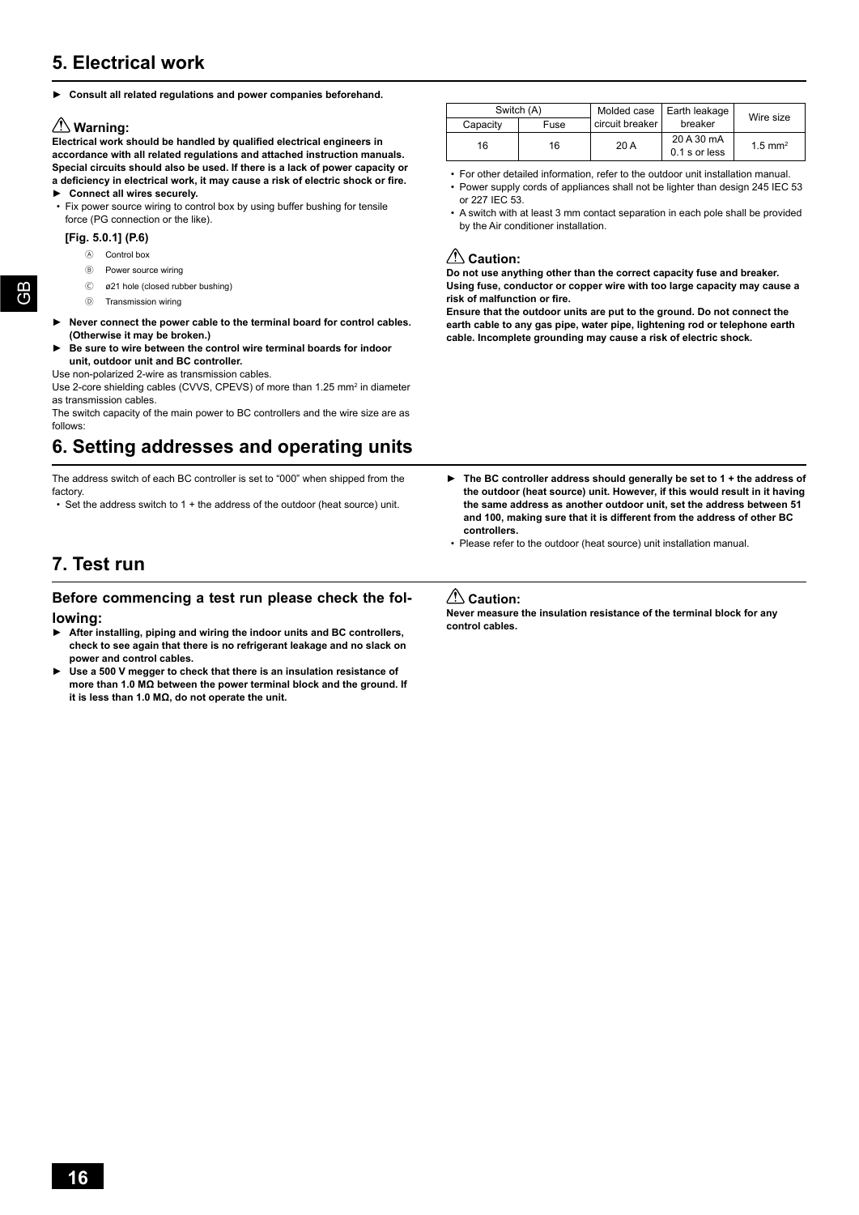# 5. Electrical work

► **Consult all related regulations and power companies beforehand.**

## ⚠ Warning:

**Electrical work should be handled by qualified electrical engineers in accordance with all related regulations and attached instruction manuals. Special circuits should also be used. If there is a lack of power capacity or a deficiency in electrical work, it may cause a risk of electric shock or fire.**

► **Connect all wires securely.**

- Fix power source wiring to control box by using buffer bushing for tensile force (PG connection or the like).

**[Fig. 5.0.1] (P.6)**

Ⓐ Control box
Ⓑ Power source wiring
Ⓒ ø21 hole (closed rubber bushing)
Ⓓ Transmission wiring

► **Never connect the power cable to the terminal board for control cables. (Otherwise it may be broken.)**

► **Be sure to wire between the control wire terminal boards for indoor unit, outdoor unit and BC controller.**

Use non-polarized 2-wire as transmission cables.

Use 2-core shielding cables (CVVS, CPEVS) of more than 1.25 mm² in diameter as transmission cables.

The switch capacity of the main power to BC controllers and the wire size are as follows:

| Switch (A) | | Molded case circuit breaker | Earth leakage breaker | Wire size |
|---|---|---|---|---|
| Capacity | Fuse | | | |
| 16 | 16 | 20 A | 20 A 30 mA 0.1 s or less | 1.5 mm² |

- For other detailed information, refer to the outdoor unit installation manual.
- Power supply cords of appliances shall not be lighter than design 245 IEC 53 or 227 IEC 53.
- A switch with at least 3 mm contact separation in each pole shall be provided by the Air conditioner installation.

## ⚠ Caution:

**Do not use anything other than the correct capacity fuse and breaker. Using fuse, conductor or copper wire with too large capacity may cause a risk of malfunction or fire.**

**Ensure that the outdoor units are put to the ground. Do not connect the earth cable to any gas pipe, water pipe, lightening rod or telephone earth cable. Incomplete grounding may cause a risk of electric shock.**

# 6. Setting addresses and operating units

The address switch of each BC controller is set to "000" when shipped from the factory.

- Set the address switch to 1 + the address of the outdoor (heat source) unit.

► **The BC controller address should generally be set to 1 + the address of the outdoor (heat source) unit. However, if this would result in it having the same address as another outdoor unit, set the address between 51 and 100, making sure that it is different from the address of other BC controllers.**

- Please refer to the outdoor (heat source) unit installation manual.

# 7. Test run

## Before commencing a test run please check the following:

► **After installing, piping and wiring the indoor units and BC controllers, check to see again that there is no refrigerant leakage and no slack on power and control cables.**

► **Use a 500 V megger to check that there is an insulation resistance of more than 1.0 MΩ between the power terminal block and the ground. If it is less than 1.0 MΩ, do not operate the unit.**

## ⚠ Caution:

**Never measure the insulation resistance of the terminal block for any control cables.**